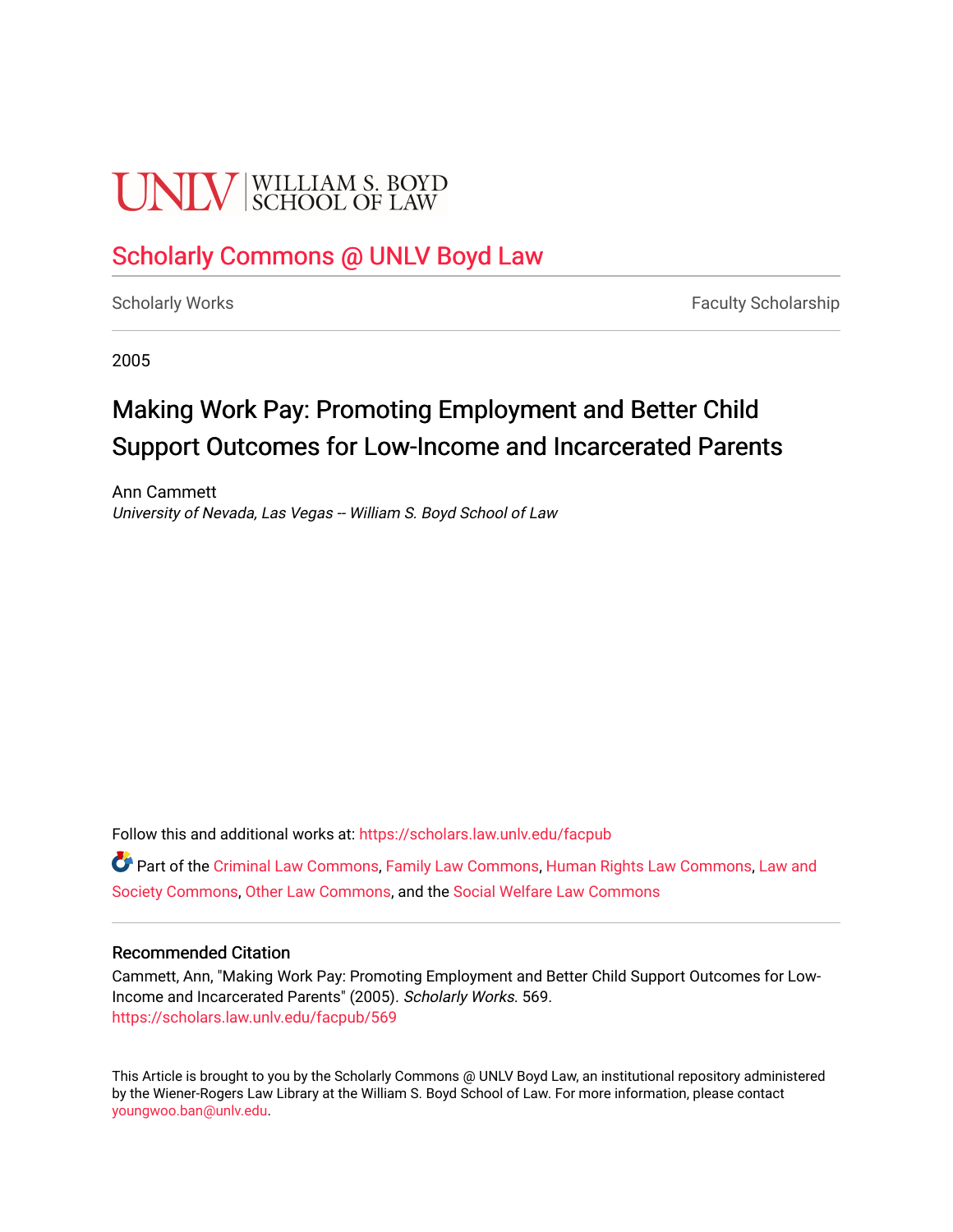UNLV | WILLIAM S. BOYD SCHOOL OF LAW

# Scholarly Commons @ UNLV Boyd Law

Scholarly Works | Faculty Scholarship

2005

# Making Work Pay: Promoting Employment and Better Child Support Outcomes for Low-Income and Incarcerated Parents

Ann Cammett
*University of Nevada, Las Vegas -- William S. Boyd School of Law*

Follow this and additional works at: https://scholars.law.unlv.edu/facpub

Part of the Criminal Law Commons, Family Law Commons, Human Rights Law Commons, Law and Society Commons, Other Law Commons, and the Social Welfare Law Commons

## Recommended Citation

Cammett, Ann, "Making Work Pay: Promoting Employment and Better Child Support Outcomes for Low-Income and Incarcerated Parents" (2005). *Scholarly Works*. 569.
https://scholars.law.unlv.edu/facpub/569

This Article is brought to you by the Scholarly Commons @ UNLV Boyd Law, an institutional repository administered by the Wiener-Rogers Law Library at the William S. Boyd School of Law. For more information, please contact youngwoo.ban@unlv.edu.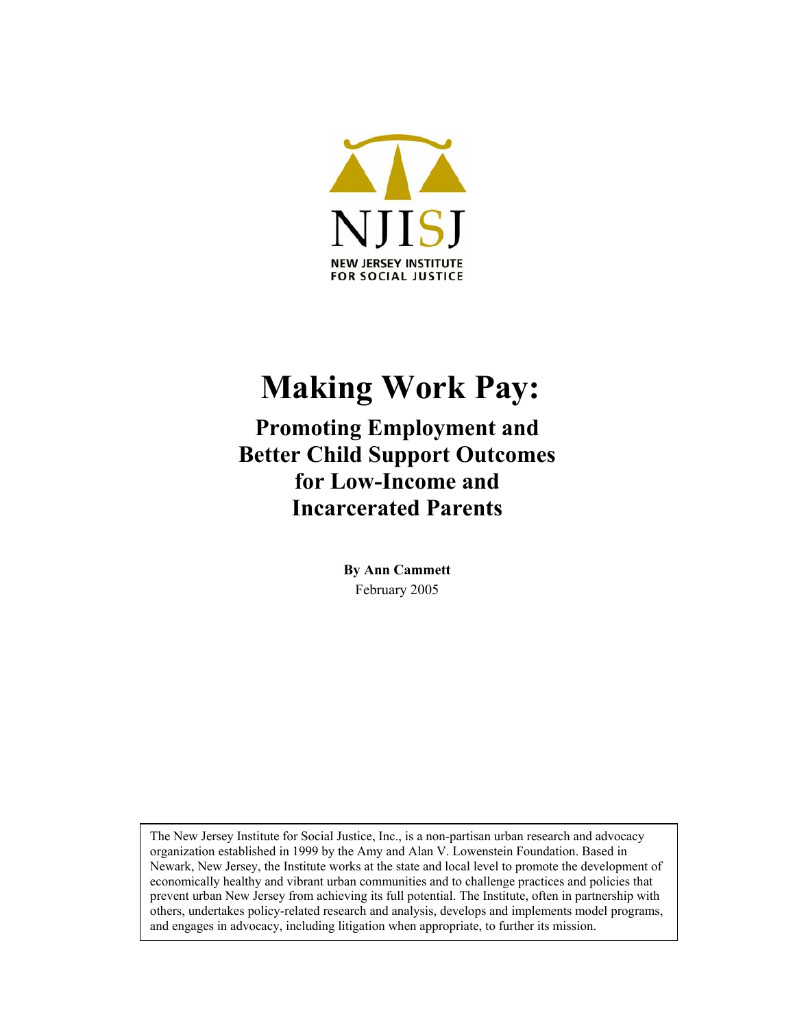NJISJ

NEW JERSEY INSTITUTE FOR SOCIAL JUSTICE

# Making Work Pay:

## Promoting Employment and Better Child Support Outcomes for Low-Income and Incarcerated Parents

**By Ann Cammett**

February 2005

The New Jersey Institute for Social Justice, Inc., is a non-partisan urban research and advocacy organization established in 1999 by the Amy and Alan V. Lowenstein Foundation. Based in Newark, New Jersey, the Institute works at the state and local level to promote the development of economically healthy and vibrant urban communities and to challenge practices and policies that prevent urban New Jersey from achieving its full potential. The Institute, often in partnership with others, undertakes policy-related research and analysis, develops and implements model programs, and engages in advocacy, including litigation when appropriate, to further its mission.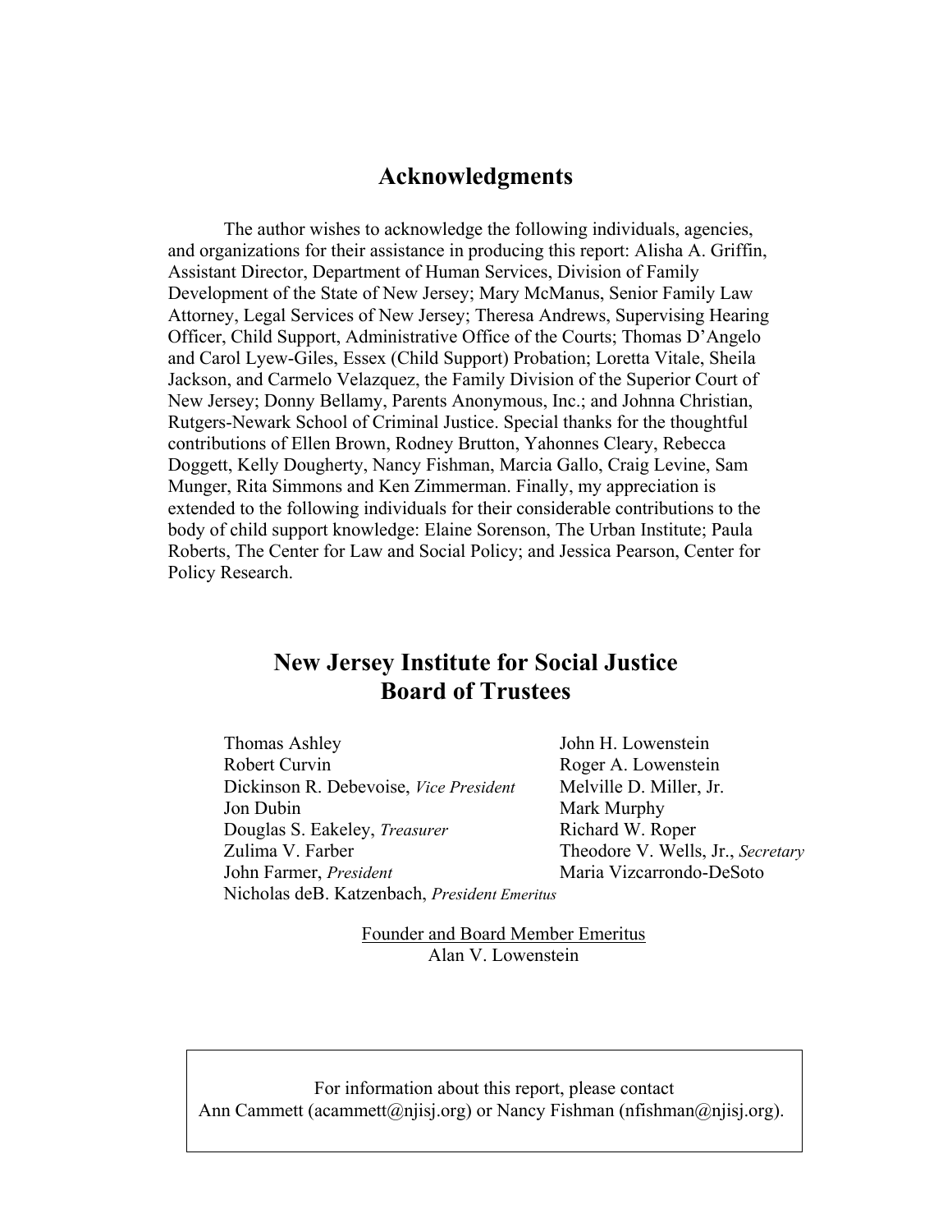## Acknowledgments

The author wishes to acknowledge the following individuals, agencies, and organizations for their assistance in producing this report: Alisha A. Griffin, Assistant Director, Department of Human Services, Division of Family Development of the State of New Jersey; Mary McManus, Senior Family Law Attorney, Legal Services of New Jersey; Theresa Andrews, Supervising Hearing Officer, Child Support, Administrative Office of the Courts; Thomas D'Angelo and Carol Lyew-Giles, Essex (Child Support) Probation; Loretta Vitale, Sheila Jackson, and Carmelo Velazquez, the Family Division of the Superior Court of New Jersey; Donny Bellamy, Parents Anonymous, Inc.; and Johnna Christian, Rutgers-Newark School of Criminal Justice. Special thanks for the thoughtful contributions of Ellen Brown, Rodney Brutton, Yahonnes Cleary, Rebecca Doggett, Kelly Dougherty, Nancy Fishman, Marcia Gallo, Craig Levine, Sam Munger, Rita Simmons and Ken Zimmerman. Finally, my appreciation is extended to the following individuals for their considerable contributions to the body of child support knowledge: Elaine Sorenson, The Urban Institute; Paula Roberts, The Center for Law and Social Policy; and Jessica Pearson, Center for Policy Research.

## New Jersey Institute for Social Justice Board of Trustees

Thomas Ashley
Robert Curvin
Dickinson R. Debevoise, *Vice President*
Jon Dubin
Douglas S. Eakeley, *Treasurer*
Zulima V. Farber
John Farmer, *President*
Nicholas deB. Katzenbach, *President Emeritus*
John H. Lowenstein
Roger A. Lowenstein
Melville D. Miller, Jr.
Mark Murphy
Richard W. Roper
Theodore V. Wells, Jr., *Secretary*
Maria Vizcarrondo-DeSoto

Founder and Board Member Emeritus
Alan V. Lowenstein

For information about this report, please contact
Ann Cammett (acammett@njisj.org) or Nancy Fishman (nfishman@njisj.org).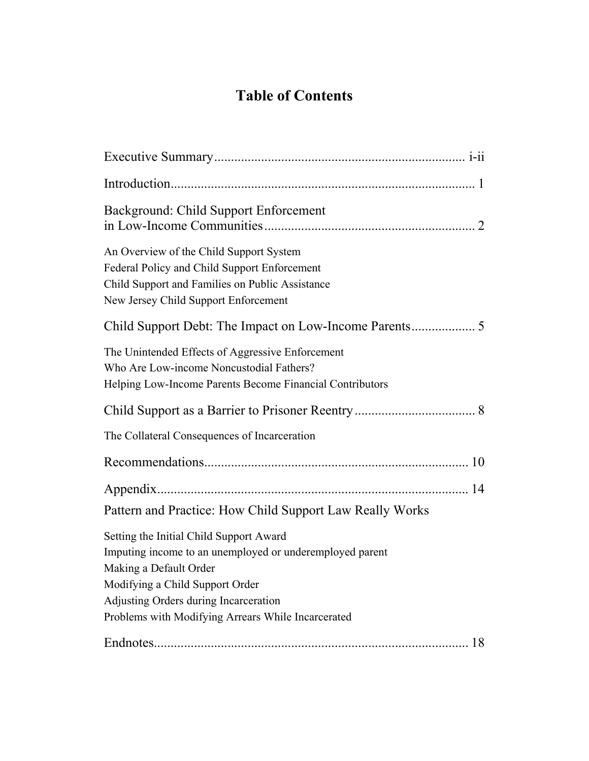# Table of Contents

Executive Summary ........................................................................ i-ii

Introduction ........................................................................................ 1

Background: Child Support Enforcement in Low-Income Communities ............................................................. 2

- An Overview of the Child Support System
- Federal Policy and Child Support Enforcement
- Child Support and Families on Public Assistance
- New Jersey Child Support Enforcement

Child Support Debt: The Impact on Low-Income Parents .................. 5

- The Unintended Effects of Aggressive Enforcement
- Who Are Low-income Noncustodial Fathers?
- Helping Low-Income Parents Become Financial Contributors

Child Support as a Barrier to Prisoner Reentry .................................. 8

- The Collateral Consequences of Incarceration

Recommendations ............................................................................ 10

Appendix .......................................................................................... 14

Pattern and Practice: How Child Support Law Really Works

- Setting the Initial Child Support Award
- Imputing income to an unemployed or underemployed parent
- Making a Default Order
- Modifying a Child Support Order
- Adjusting Orders during Incarceration
- Problems with Modifying Arrears While Incarcerated

Endnotes ........................................................................................... 18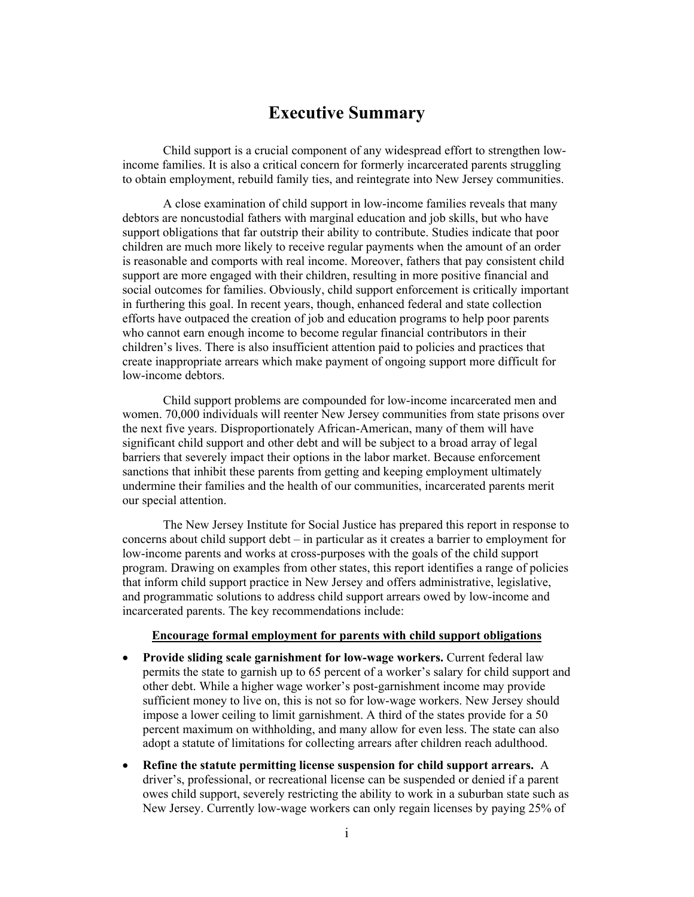# Executive Summary

Child support is a crucial component of any widespread effort to strengthen low-income families. It is also a critical concern for formerly incarcerated parents struggling to obtain employment, rebuild family ties, and reintegrate into New Jersey communities.

A close examination of child support in low-income families reveals that many debtors are noncustodial fathers with marginal education and job skills, but who have support obligations that far outstrip their ability to contribute. Studies indicate that poor children are much more likely to receive regular payments when the amount of an order is reasonable and comports with real income. Moreover, fathers that pay consistent child support are more engaged with their children, resulting in more positive financial and social outcomes for families. Obviously, child support enforcement is critically important in furthering this goal. In recent years, though, enhanced federal and state collection efforts have outpaced the creation of job and education programs to help poor parents who cannot earn enough income to become regular financial contributors in their children's lives. There is also insufficient attention paid to policies and practices that create inappropriate arrears which make payment of ongoing support more difficult for low-income debtors.

Child support problems are compounded for low-income incarcerated men and women. 70,000 individuals will reenter New Jersey communities from state prisons over the next five years. Disproportionately African-American, many of them will have significant child support and other debt and will be subject to a broad array of legal barriers that severely impact their options in the labor market. Because enforcement sanctions that inhibit these parents from getting and keeping employment ultimately undermine their families and the health of our communities, incarcerated parents merit our special attention.

The New Jersey Institute for Social Justice has prepared this report in response to concerns about child support debt – in particular as it creates a barrier to employment for low-income parents and works at cross-purposes with the goals of the child support program. Drawing on examples from other states, this report identifies a range of policies that inform child support practice in New Jersey and offers administrative, legislative, and programmatic solutions to address child support arrears owed by low-income and incarcerated parents. The key recommendations include:

**<u>Encourage formal employment for parents with child support obligations</u>**

- **Provide sliding scale garnishment for low-wage workers.** Current federal law permits the state to garnish up to 65 percent of a worker's salary for child support and other debt. While a higher wage worker's post-garnishment income may provide sufficient money to live on, this is not so for low-wage workers. New Jersey should impose a lower ceiling to limit garnishment. A third of the states provide for a 50 percent maximum on withholding, and many allow for even less. The state can also adopt a statute of limitations for collecting arrears after children reach adulthood.
- **Refine the statute permitting license suspension for child support arrears.** A driver's, professional, or recreational license can be suspended or denied if a parent owes child support, severely restricting the ability to work in a suburban state such as New Jersey. Currently low-wage workers can only regain licenses by paying 25% of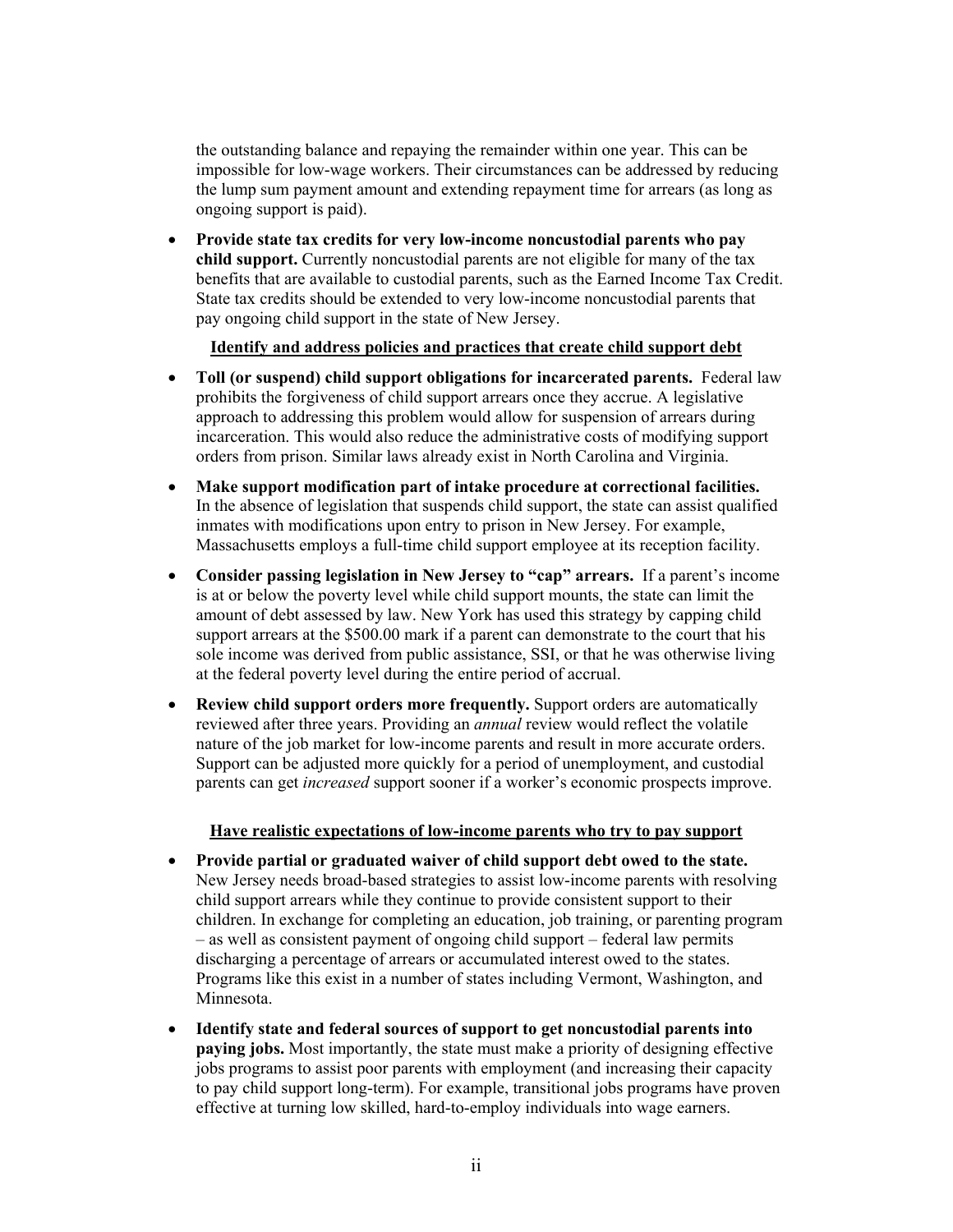the outstanding balance and repaying the remainder within one year. This can be impossible for low-wage workers. Their circumstances can be addressed by reducing the lump sum payment amount and extending repayment time for arrears (as long as ongoing support is paid).

- **Provide state tax credits for very low-income noncustodial parents who pay child support.** Currently noncustodial parents are not eligible for many of the tax benefits that are available to custodial parents, such as the Earned Income Tax Credit. State tax credits should be extended to very low-income noncustodial parents that pay ongoing child support in the state of New Jersey.

**<u>Identify and address policies and practices that create child support debt</u>**

- **Toll (or suspend) child support obligations for incarcerated parents.** Federal law prohibits the forgiveness of child support arrears once they accrue. A legislative approach to addressing this problem would allow for suspension of arrears during incarceration. This would also reduce the administrative costs of modifying support orders from prison. Similar laws already exist in North Carolina and Virginia.

- **Make support modification part of intake procedure at correctional facilities.** In the absence of legislation that suspends child support, the state can assist qualified inmates with modifications upon entry to prison in New Jersey. For example, Massachusetts employs a full-time child support employee at its reception facility.

- **Consider passing legislation in New Jersey to "cap" arrears.** If a parent's income is at or below the poverty level while child support mounts, the state can limit the amount of debt assessed by law. New York has used this strategy by capping child support arrears at the $500.00 mark if a parent can demonstrate to the court that his sole income was derived from public assistance, SSI, or that he was otherwise living at the federal poverty level during the entire period of accrual.

- **Review child support orders more frequently.** Support orders are automatically reviewed after three years. Providing an *annual* review would reflect the volatile nature of the job market for low-income parents and result in more accurate orders. Support can be adjusted more quickly for a period of unemployment, and custodial parents can get *increased* support sooner if a worker's economic prospects improve.

**<u>Have realistic expectations of low-income parents who try to pay support</u>**

- **Provide partial or graduated waiver of child support debt owed to the state.** New Jersey needs broad-based strategies to assist low-income parents with resolving child support arrears while they continue to provide consistent support to their children. In exchange for completing an education, job training, or parenting program – as well as consistent payment of ongoing child support – federal law permits discharging a percentage of arrears or accumulated interest owed to the states. Programs like this exist in a number of states including Vermont, Washington, and Minnesota.

- **Identify state and federal sources of support to get noncustodial parents into paying jobs.** Most importantly, the state must make a priority of designing effective jobs programs to assist poor parents with employment (and increasing their capacity to pay child support long-term). For example, transitional jobs programs have proven effective at turning low skilled, hard-to-employ individuals into wage earners.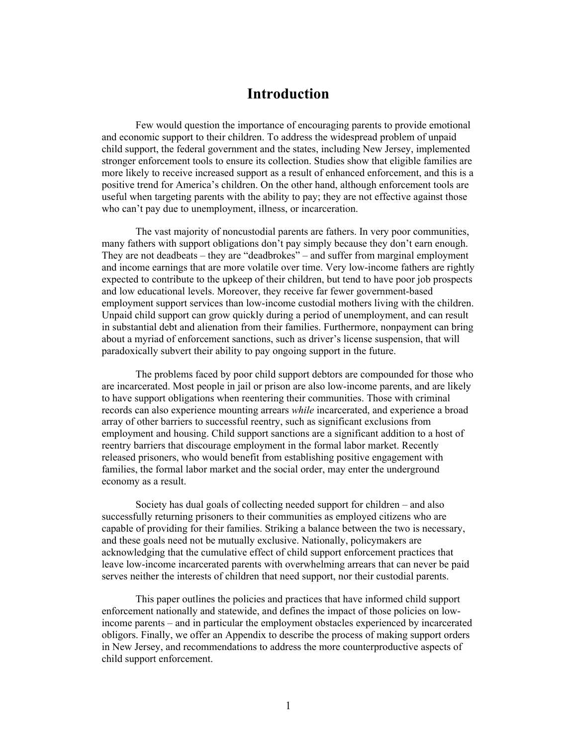# Introduction

Few would question the importance of encouraging parents to provide emotional and economic support to their children. To address the widespread problem of unpaid child support, the federal government and the states, including New Jersey, implemented stronger enforcement tools to ensure its collection. Studies show that eligible families are more likely to receive increased support as a result of enhanced enforcement, and this is a positive trend for America's children. On the other hand, although enforcement tools are useful when targeting parents with the ability to pay; they are not effective against those who can't pay due to unemployment, illness, or incarceration.

The vast majority of noncustodial parents are fathers. In very poor communities, many fathers with support obligations don't pay simply because they don't earn enough. They are not deadbeats – they are "deadbrokes" – and suffer from marginal employment and income earnings that are more volatile over time. Very low-income fathers are rightly expected to contribute to the upkeep of their children, but tend to have poor job prospects and low educational levels. Moreover, they receive far fewer government-based employment support services than low-income custodial mothers living with the children. Unpaid child support can grow quickly during a period of unemployment, and can result in substantial debt and alienation from their families. Furthermore, nonpayment can bring about a myriad of enforcement sanctions, such as driver's license suspension, that will paradoxically subvert their ability to pay ongoing support in the future.

The problems faced by poor child support debtors are compounded for those who are incarcerated. Most people in jail or prison are also low-income parents, and are likely to have support obligations when reentering their communities. Those with criminal records can also experience mounting arrears *while* incarcerated, and experience a broad array of other barriers to successful reentry, such as significant exclusions from employment and housing. Child support sanctions are a significant addition to a host of reentry barriers that discourage employment in the formal labor market. Recently released prisoners, who would benefit from establishing positive engagement with families, the formal labor market and the social order, may enter the underground economy as a result.

Society has dual goals of collecting needed support for children – and also successfully returning prisoners to their communities as employed citizens who are capable of providing for their families. Striking a balance between the two is necessary, and these goals need not be mutually exclusive. Nationally, policymakers are acknowledging that the cumulative effect of child support enforcement practices that leave low-income incarcerated parents with overwhelming arrears that can never be paid serves neither the interests of children that need support, nor their custodial parents.

This paper outlines the policies and practices that have informed child support enforcement nationally and statewide, and defines the impact of those policies on low-income parents – and in particular the employment obstacles experienced by incarcerated obligors. Finally, we offer an Appendix to describe the process of making support orders in New Jersey, and recommendations to address the more counterproductive aspects of child support enforcement.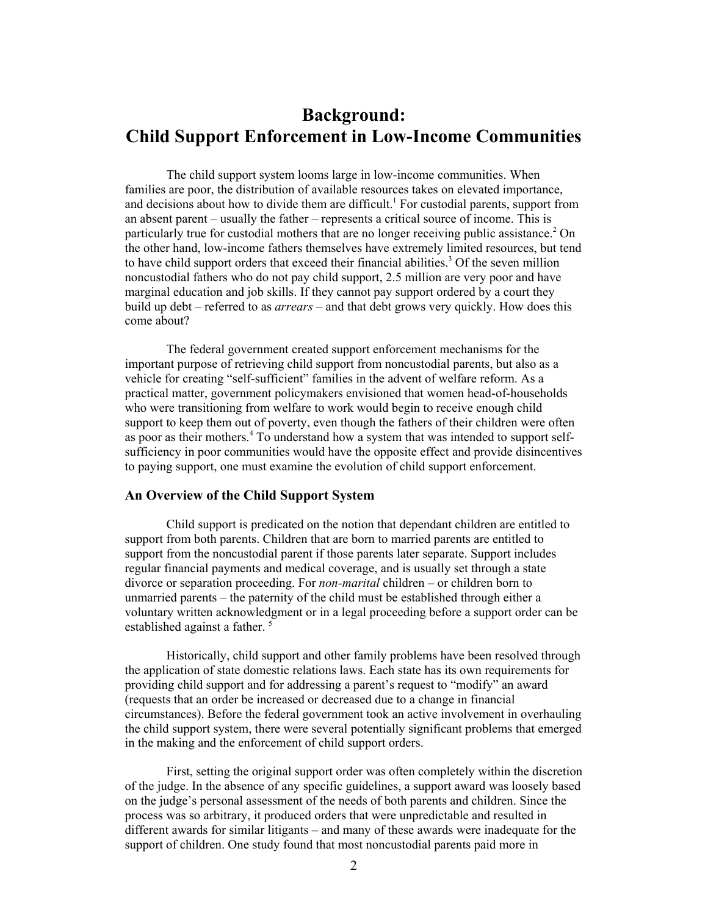# Background: Child Support Enforcement in Low-Income Communities

The child support system looms large in low-income communities. When families are poor, the distribution of available resources takes on elevated importance, and decisions about how to divide them are difficult.[1] For custodial parents, support from an absent parent – usually the father – represents a critical source of income. This is particularly true for custodial mothers that are no longer receiving public assistance.[2] On the other hand, low-income fathers themselves have extremely limited resources, but tend to have child support orders that exceed their financial abilities.[3] Of the seven million noncustodial fathers who do not pay child support, 2.5 million are very poor and have marginal education and job skills. If they cannot pay support ordered by a court they build up debt – referred to as *arrears* – and that debt grows very quickly. How does this come about?

The federal government created support enforcement mechanisms for the important purpose of retrieving child support from noncustodial parents, but also as a vehicle for creating "self-sufficient" families in the advent of welfare reform. As a practical matter, government policymakers envisioned that women head-of-households who were transitioning from welfare to work would begin to receive enough child support to keep them out of poverty, even though the fathers of their children were often as poor as their mothers.[4] To understand how a system that was intended to support self-sufficiency in poor communities would have the opposite effect and provide disincentives to paying support, one must examine the evolution of child support enforcement.

### An Overview of the Child Support System

Child support is predicated on the notion that dependant children are entitled to support from both parents. Children that are born to married parents are entitled to support from the noncustodial parent if those parents later separate. Support includes regular financial payments and medical coverage, and is usually set through a state divorce or separation proceeding. For *non-marital* children – or children born to unmarried parents – the paternity of the child must be established through either a voluntary written acknowledgment or in a legal proceeding before a support order can be established against a father.[5]

Historically, child support and other family problems have been resolved through the application of state domestic relations laws. Each state has its own requirements for providing child support and for addressing a parent's request to "modify" an award (requests that an order be increased or decreased due to a change in financial circumstances). Before the federal government took an active involvement in overhauling the child support system, there were several potentially significant problems that emerged in the making and the enforcement of child support orders.

First, setting the original support order was often completely within the discretion of the judge. In the absence of any specific guidelines, a support award was loosely based on the judge's personal assessment of the needs of both parents and children. Since the process was so arbitrary, it produced orders that were unpredictable and resulted in different awards for similar litigants – and many of these awards were inadequate for the support of children. One study found that most noncustodial parents paid more in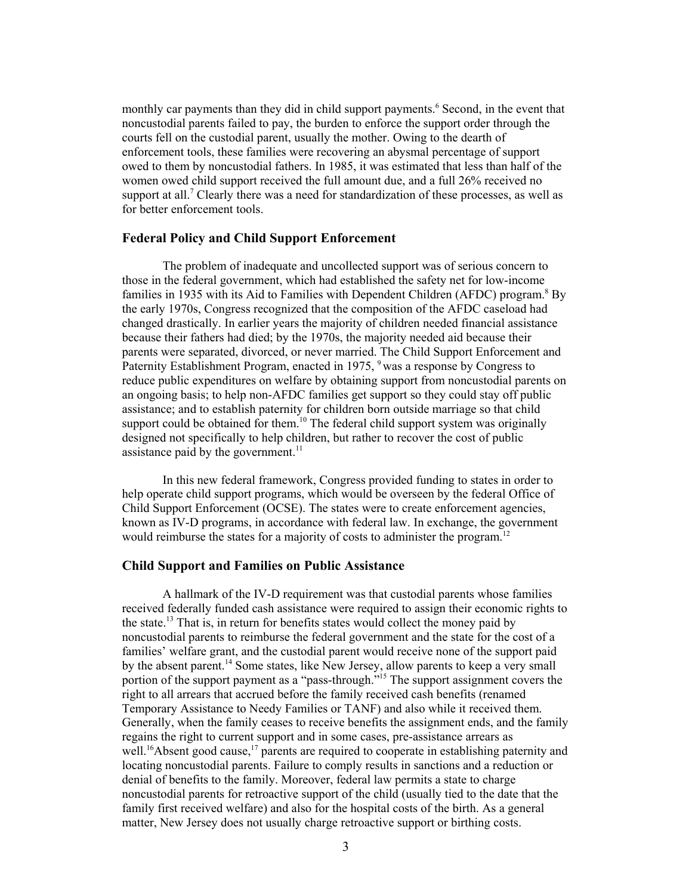monthly car payments than they did in child support payments.[6] Second, in the event that noncustodial parents failed to pay, the burden to enforce the support order through the courts fell on the custodial parent, usually the mother. Owing to the dearth of enforcement tools, these families were recovering an abysmal percentage of support owed to them by noncustodial fathers. In 1985, it was estimated that less than half of the women owed child support received the full amount due, and a full 26% received no support at all.[7] Clearly there was a need for standardization of these processes, as well as for better enforcement tools.

## Federal Policy and Child Support Enforcement

The problem of inadequate and uncollected support was of serious concern to those in the federal government, which had established the safety net for low-income families in 1935 with its Aid to Families with Dependent Children (AFDC) program.[8] By the early 1970s, Congress recognized that the composition of the AFDC caseload had changed drastically. In earlier years the majority of children needed financial assistance because their fathers had died; by the 1970s, the majority needed aid because their parents were separated, divorced, or never married. The Child Support Enforcement and Paternity Establishment Program, enacted in 1975, [9] was a response by Congress to reduce public expenditures on welfare by obtaining support from noncustodial parents on an ongoing basis; to help non-AFDC families get support so they could stay off public assistance; and to establish paternity for children born outside marriage so that child support could be obtained for them.[10] The federal child support system was originally designed not specifically to help children, but rather to recover the cost of public assistance paid by the government.[11]

In this new federal framework, Congress provided funding to states in order to help operate child support programs, which would be overseen by the federal Office of Child Support Enforcement (OCSE). The states were to create enforcement agencies, known as IV-D programs, in accordance with federal law. In exchange, the government would reimburse the states for a majority of costs to administer the program.[12]

## Child Support and Families on Public Assistance

A hallmark of the IV-D requirement was that custodial parents whose families received federally funded cash assistance were required to assign their economic rights to the state.[13] That is, in return for benefits states would collect the money paid by noncustodial parents to reimburse the federal government and the state for the cost of a families' welfare grant, and the custodial parent would receive none of the support paid by the absent parent.[14] Some states, like New Jersey, allow parents to keep a very small portion of the support payment as a "pass-through."[15] The support assignment covers the right to all arrears that accrued before the family received cash benefits (renamed Temporary Assistance to Needy Families or TANF) and also while it received them. Generally, when the family ceases to receive benefits the assignment ends, and the family regains the right to current support and in some cases, pre-assistance arrears as well.[16]Absent good cause,[17] parents are required to cooperate in establishing paternity and locating noncustodial parents. Failure to comply results in sanctions and a reduction or denial of benefits to the family. Moreover, federal law permits a state to charge noncustodial parents for retroactive support of the child (usually tied to the date that the family first received welfare) and also for the hospital costs of the birth. As a general matter, New Jersey does not usually charge retroactive support or birthing costs.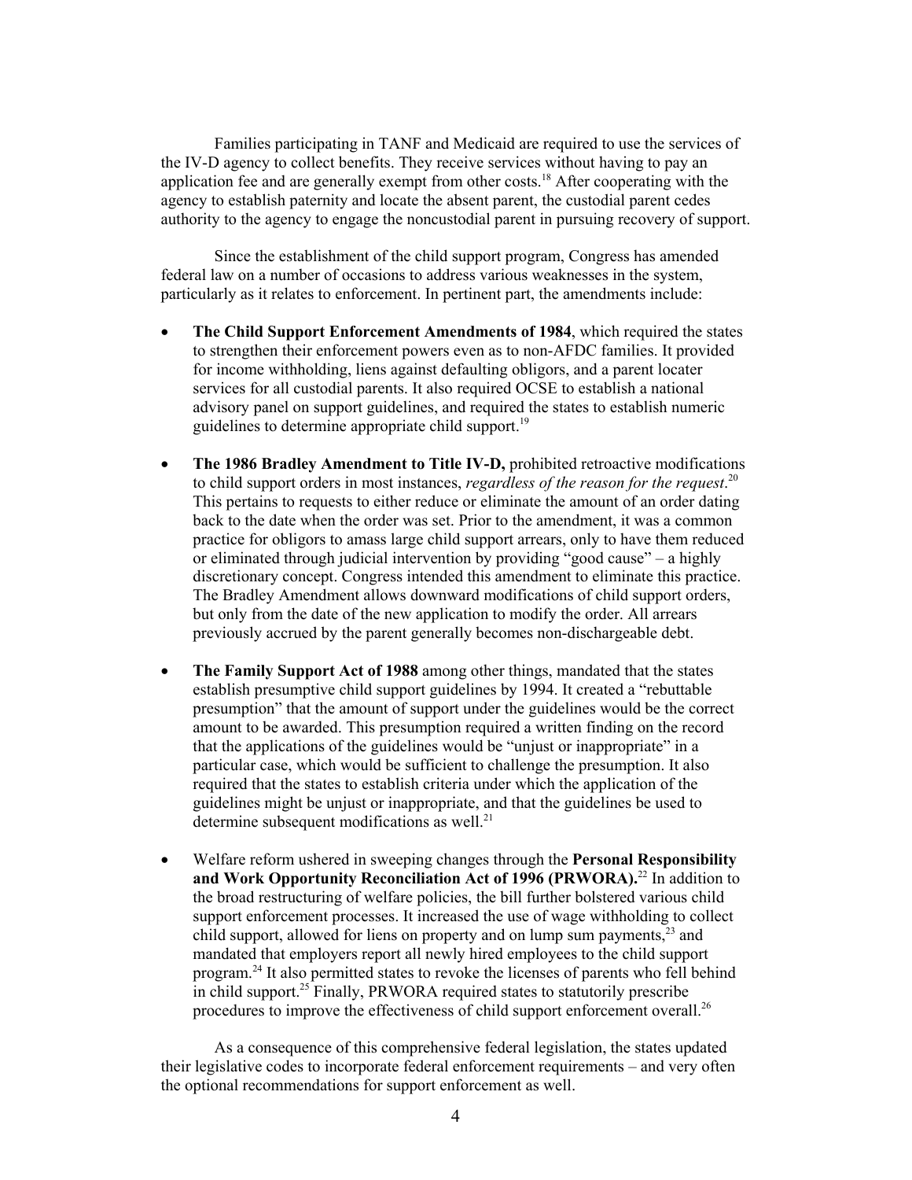Families participating in TANF and Medicaid are required to use the services of the IV-D agency to collect benefits. They receive services without having to pay an application fee and are generally exempt from other costs.[18] After cooperating with the agency to establish paternity and locate the absent parent, the custodial parent cedes authority to the agency to engage the noncustodial parent in pursuing recovery of support.

Since the establishment of the child support program, Congress has amended federal law on a number of occasions to address various weaknesses in the system, particularly as it relates to enforcement. In pertinent part, the amendments include:

- **The Child Support Enforcement Amendments of 1984**, which required the states to strengthen their enforcement powers even as to non-AFDC families. It provided for income withholding, liens against defaulting obligors, and a parent locater services for all custodial parents. It also required OCSE to establish a national advisory panel on support guidelines, and required the states to establish numeric guidelines to determine appropriate child support.[19]

- **The 1986 Bradley Amendment to Title IV-D,** prohibited retroactive modifications to child support orders in most instances, *regardless of the reason for the request*.[20] This pertains to requests to either reduce or eliminate the amount of an order dating back to the date when the order was set. Prior to the amendment, it was a common practice for obligors to amass large child support arrears, only to have them reduced or eliminated through judicial intervention by providing "good cause" – a highly discretionary concept. Congress intended this amendment to eliminate this practice. The Bradley Amendment allows downward modifications of child support orders, but only from the date of the new application to modify the order. All arrears previously accrued by the parent generally becomes non-dischargeable debt.

- **The Family Support Act of 1988** among other things, mandated that the states establish presumptive child support guidelines by 1994. It created a "rebuttable presumption" that the amount of support under the guidelines would be the correct amount to be awarded. This presumption required a written finding on the record that the applications of the guidelines would be "unjust or inappropriate" in a particular case, which would be sufficient to challenge the presumption. It also required that the states to establish criteria under which the application of the guidelines might be unjust or inappropriate, and that the guidelines be used to determine subsequent modifications as well.[21]

- Welfare reform ushered in sweeping changes through the **Personal Responsibility and Work Opportunity Reconciliation Act of 1996 (PRWORA).**[22] In addition to the broad restructuring of welfare policies, the bill further bolstered various child support enforcement processes. It increased the use of wage withholding to collect child support, allowed for liens on property and on lump sum payments,[23] and mandated that employers report all newly hired employees to the child support program.[24] It also permitted states to revoke the licenses of parents who fell behind in child support.[25] Finally, PRWORA required states to statutorily prescribe procedures to improve the effectiveness of child support enforcement overall.[26]

As a consequence of this comprehensive federal legislation, the states updated their legislative codes to incorporate federal enforcement requirements – and very often the optional recommendations for support enforcement as well.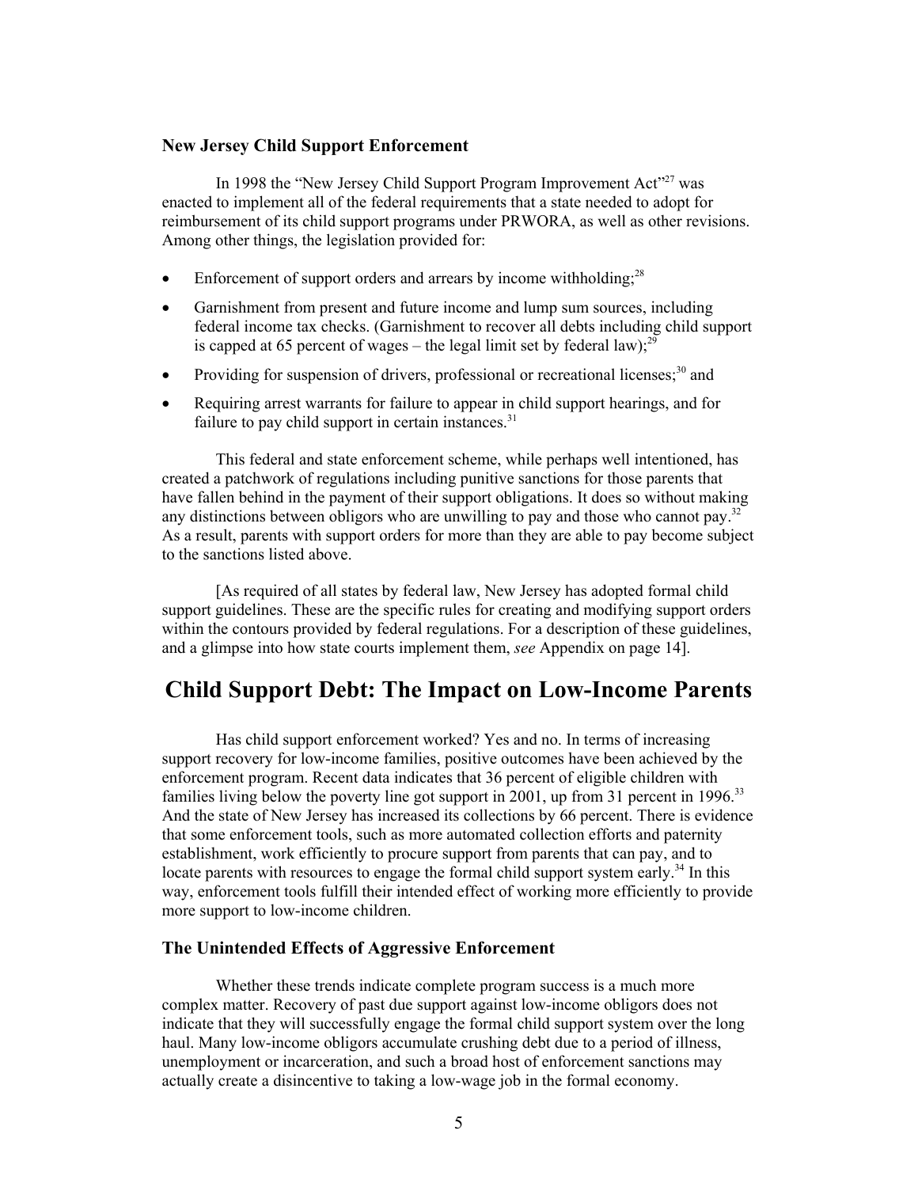### New Jersey Child Support Enforcement

In 1998 the "New Jersey Child Support Program Improvement Act"[27] was enacted to implement all of the federal requirements that a state needed to adopt for reimbursement of its child support programs under PRWORA, as well as other revisions. Among other things, the legislation provided for:

- Enforcement of support orders and arrears by income withholding;[28]
- Garnishment from present and future income and lump sum sources, including federal income tax checks. (Garnishment to recover all debts including child support is capped at 65 percent of wages – the legal limit set by federal law);[29]
- Providing for suspension of drivers, professional or recreational licenses;[30] and
- Requiring arrest warrants for failure to appear in child support hearings, and for failure to pay child support in certain instances.[31]

This federal and state enforcement scheme, while perhaps well intentioned, has created a patchwork of regulations including punitive sanctions for those parents that have fallen behind in the payment of their support obligations. It does so without making any distinctions between obligors who are unwilling to pay and those who cannot pay.[32] As a result, parents with support orders for more than they are able to pay become subject to the sanctions listed above.

[As required of all states by federal law, New Jersey has adopted formal child support guidelines. These are the specific rules for creating and modifying support orders within the contours provided by federal regulations. For a description of these guidelines, and a glimpse into how state courts implement them, *see* Appendix on page 14].

## Child Support Debt: The Impact on Low-Income Parents

Has child support enforcement worked? Yes and no. In terms of increasing support recovery for low-income families, positive outcomes have been achieved by the enforcement program. Recent data indicates that 36 percent of eligible children with families living below the poverty line got support in 2001, up from 31 percent in 1996.[33] And the state of New Jersey has increased its collections by 66 percent. There is evidence that some enforcement tools, such as more automated collection efforts and paternity establishment, work efficiently to procure support from parents that can pay, and to locate parents with resources to engage the formal child support system early.[34] In this way, enforcement tools fulfill their intended effect of working more efficiently to provide more support to low-income children.

### The Unintended Effects of Aggressive Enforcement

Whether these trends indicate complete program success is a much more complex matter. Recovery of past due support against low-income obligors does not indicate that they will successfully engage the formal child support system over the long haul. Many low-income obligors accumulate crushing debt due to a period of illness, unemployment or incarceration, and such a broad host of enforcement sanctions may actually create a disincentive to taking a low-wage job in the formal economy.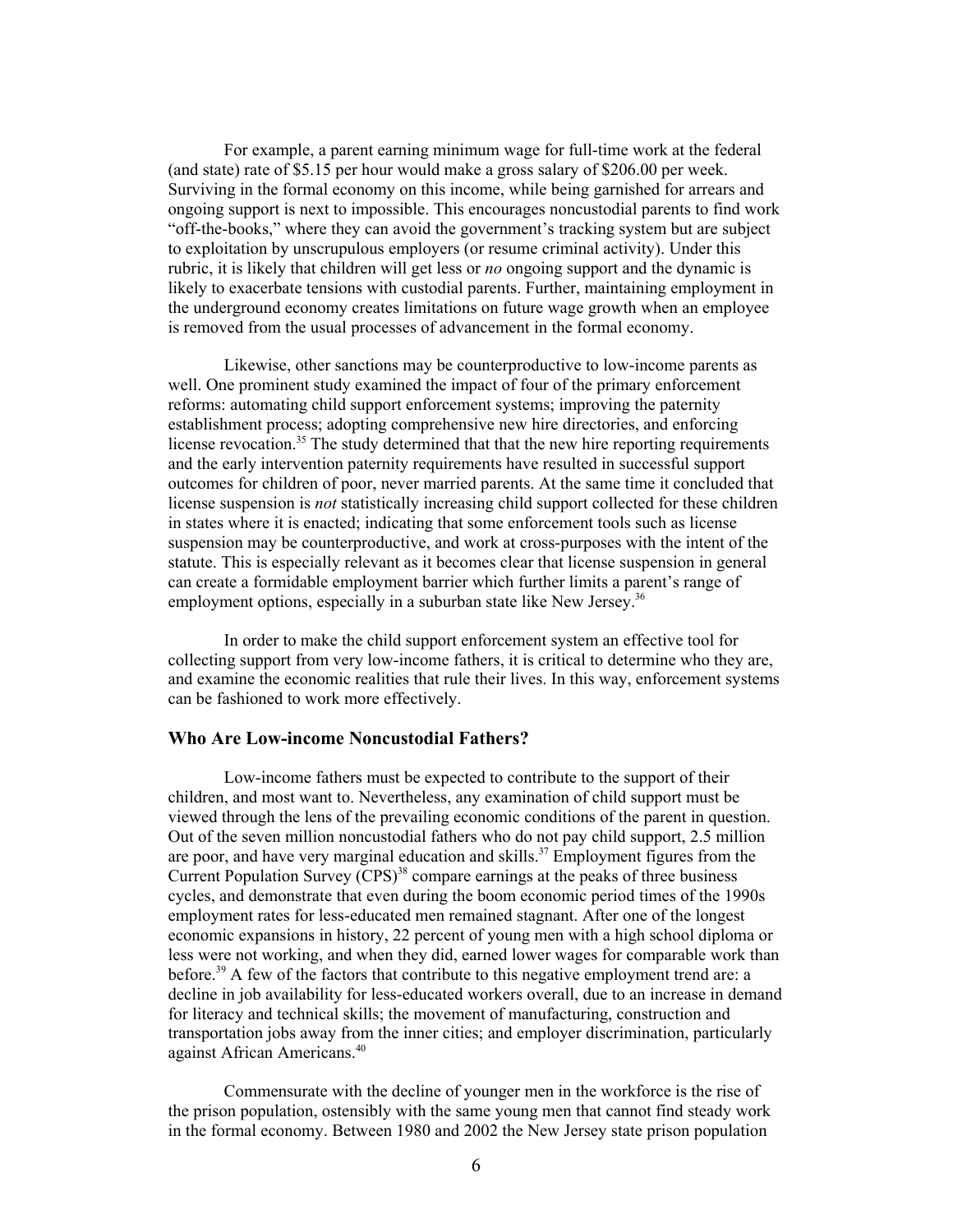For example, a parent earning minimum wage for full-time work at the federal (and state) rate of $5.15 per hour would make a gross salary of $206.00 per week. Surviving in the formal economy on this income, while being garnished for arrears and ongoing support is next to impossible. This encourages noncustodial parents to find work "off-the-books," where they can avoid the government's tracking system but are subject to exploitation by unscrupulous employers (or resume criminal activity). Under this rubric, it is likely that children will get less or *no* ongoing support and the dynamic is likely to exacerbate tensions with custodial parents. Further, maintaining employment in the underground economy creates limitations on future wage growth when an employee is removed from the usual processes of advancement in the formal economy.

Likewise, other sanctions may be counterproductive to low-income parents as well. One prominent study examined the impact of four of the primary enforcement reforms: automating child support enforcement systems; improving the paternity establishment process; adopting comprehensive new hire directories, and enforcing license revocation.[35] The study determined that that the new hire reporting requirements and the early intervention paternity requirements have resulted in successful support outcomes for children of poor, never married parents. At the same time it concluded that license suspension is *not* statistically increasing child support collected for these children in states where it is enacted; indicating that some enforcement tools such as license suspension may be counterproductive, and work at cross-purposes with the intent of the statute. This is especially relevant as it becomes clear that license suspension in general can create a formidable employment barrier which further limits a parent's range of employment options, especially in a suburban state like New Jersey.[36]

In order to make the child support enforcement system an effective tool for collecting support from very low-income fathers, it is critical to determine who they are, and examine the economic realities that rule their lives. In this way, enforcement systems can be fashioned to work more effectively.

### Who Are Low-income Noncustodial Fathers?

Low-income fathers must be expected to contribute to the support of their children, and most want to. Nevertheless, any examination of child support must be viewed through the lens of the prevailing economic conditions of the parent in question. Out of the seven million noncustodial fathers who do not pay child support, 2.5 million are poor, and have very marginal education and skills.[37] Employment figures from the Current Population Survey (CPS)[38] compare earnings at the peaks of three business cycles, and demonstrate that even during the boom economic period times of the 1990s employment rates for less-educated men remained stagnant. After one of the longest economic expansions in history, 22 percent of young men with a high school diploma or less were not working, and when they did, earned lower wages for comparable work than before.[39] A few of the factors that contribute to this negative employment trend are: a decline in job availability for less-educated workers overall, due to an increase in demand for literacy and technical skills; the movement of manufacturing, construction and transportation jobs away from the inner cities; and employer discrimination, particularly against African Americans.[40]

Commensurate with the decline of younger men in the workforce is the rise of the prison population, ostensibly with the same young men that cannot find steady work in the formal economy. Between 1980 and 2002 the New Jersey state prison population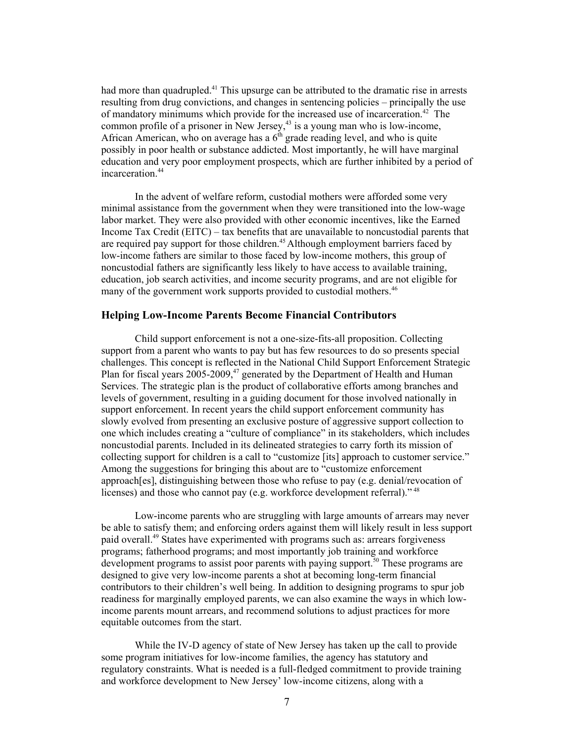had more than quadrupled.[41] This upsurge can be attributed to the dramatic rise in arrests resulting from drug convictions, and changes in sentencing policies – principally the use of mandatory minimums which provide for the increased use of incarceration.[42] The common profile of a prisoner in New Jersey,[43] is a young man who is low-income, African American, who on average has a 6th grade reading level, and who is quite possibly in poor health or substance addicted. Most importantly, he will have marginal education and very poor employment prospects, which are further inhibited by a period of incarceration.[44]

In the advent of welfare reform, custodial mothers were afforded some very minimal assistance from the government when they were transitioned into the low-wage labor market. They were also provided with other economic incentives, like the Earned Income Tax Credit (EITC) – tax benefits that are unavailable to noncustodial parents that are required pay support for those children.[45] Although employment barriers faced by low-income fathers are similar to those faced by low-income mothers, this group of noncustodial fathers are significantly less likely to have access to available training, education, job search activities, and income security programs, and are not eligible for many of the government work supports provided to custodial mothers.[46]

## Helping Low-Income Parents Become Financial Contributors

Child support enforcement is not a one-size-fits-all proposition. Collecting support from a parent who wants to pay but has few resources to do so presents special challenges. This concept is reflected in the National Child Support Enforcement Strategic Plan for fiscal years 2005-2009,[47] generated by the Department of Health and Human Services. The strategic plan is the product of collaborative efforts among branches and levels of government, resulting in a guiding document for those involved nationally in support enforcement. In recent years the child support enforcement community has slowly evolved from presenting an exclusive posture of aggressive support collection to one which includes creating a "culture of compliance" in its stakeholders, which includes noncustodial parents. Included in its delineated strategies to carry forth its mission of collecting support for children is a call to "customize [its] approach to customer service." Among the suggestions for bringing this about are to "customize enforcement approach[es], distinguishing between those who refuse to pay (e.g. denial/revocation of licenses) and those who cannot pay (e.g. workforce development referral)."[48]

Low-income parents who are struggling with large amounts of arrears may never be able to satisfy them; and enforcing orders against them will likely result in less support paid overall.[49] States have experimented with programs such as: arrears forgiveness programs; fatherhood programs; and most importantly job training and workforce development programs to assist poor parents with paying support.[50] These programs are designed to give very low-income parents a shot at becoming long-term financial contributors to their children's well being. In addition to designing programs to spur job readiness for marginally employed parents, we can also examine the ways in which low-income parents mount arrears, and recommend solutions to adjust practices for more equitable outcomes from the start.

While the IV-D agency of state of New Jersey has taken up the call to provide some program initiatives for low-income families, the agency has statutory and regulatory constraints. What is needed is a full-fledged commitment to provide training and workforce development to New Jersey' low-income citizens, along with a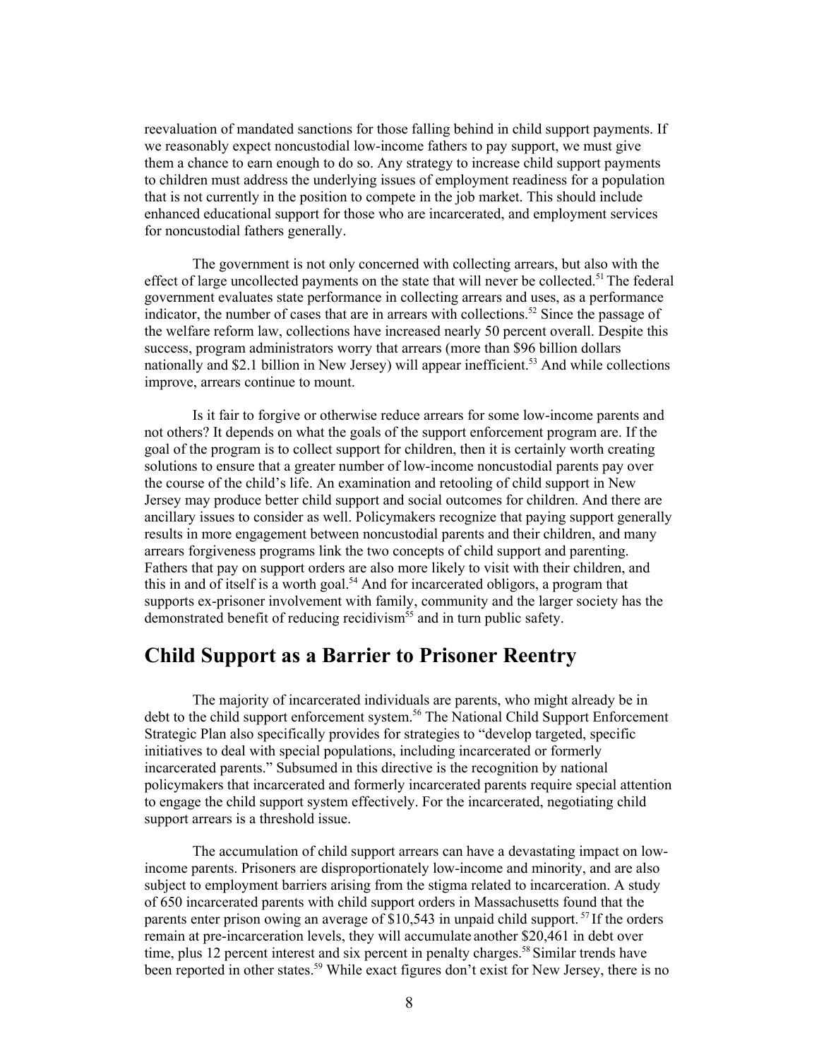reevaluation of mandated sanctions for those falling behind in child support payments. If we reasonably expect noncustodial low-income fathers to pay support, we must give them a chance to earn enough to do so. Any strategy to increase child support payments to children must address the underlying issues of employment readiness for a population that is not currently in the position to compete in the job market. This should include enhanced educational support for those who are incarcerated, and employment services for noncustodial fathers generally.

The government is not only concerned with collecting arrears, but also with the effect of large uncollected payments on the state that will never be collected.[51] The federal government evaluates state performance in collecting arrears and uses, as a performance indicator, the number of cases that are in arrears with collections.[52] Since the passage of the welfare reform law, collections have increased nearly 50 percent overall. Despite this success, program administrators worry that arrears (more than $96 billion dollars nationally and $2.1 billion in New Jersey) will appear inefficient.[53] And while collections improve, arrears continue to mount.

Is it fair to forgive or otherwise reduce arrears for some low-income parents and not others? It depends on what the goals of the support enforcement program are. If the goal of the program is to collect support for children, then it is certainly worth creating solutions to ensure that a greater number of low-income noncustodial parents pay over the course of the child's life. An examination and retooling of child support in New Jersey may produce better child support and social outcomes for children. And there are ancillary issues to consider as well. Policymakers recognize that paying support generally results in more engagement between noncustodial parents and their children, and many arrears forgiveness programs link the two concepts of child support and parenting. Fathers that pay on support orders are also more likely to visit with their children, and this in and of itself is a worth goal.[54] And for incarcerated obligors, a program that supports ex-prisoner involvement with family, community and the larger society has the demonstrated benefit of reducing recidivism[55] and in turn public safety.

## Child Support as a Barrier to Prisoner Reentry

The majority of incarcerated individuals are parents, who might already be in debt to the child support enforcement system.[56] The National Child Support Enforcement Strategic Plan also specifically provides for strategies to "develop targeted, specific initiatives to deal with special populations, including incarcerated or formerly incarcerated parents." Subsumed in this directive is the recognition by national policymakers that incarcerated and formerly incarcerated parents require special attention to engage the child support system effectively. For the incarcerated, negotiating child support arrears is a threshold issue.

The accumulation of child support arrears can have a devastating impact on low-income parents. Prisoners are disproportionately low-income and minority, and are also subject to employment barriers arising from the stigma related to incarceration. A study of 650 incarcerated parents with child support orders in Massachusetts found that the parents enter prison owing an average of $10,543 in unpaid child support.[57] If the orders remain at pre-incarceration levels, they will accumulate another $20,461 in debt over time, plus 12 percent interest and six percent in penalty charges.[58] Similar trends have been reported in other states.[59] While exact figures don't exist for New Jersey, there is no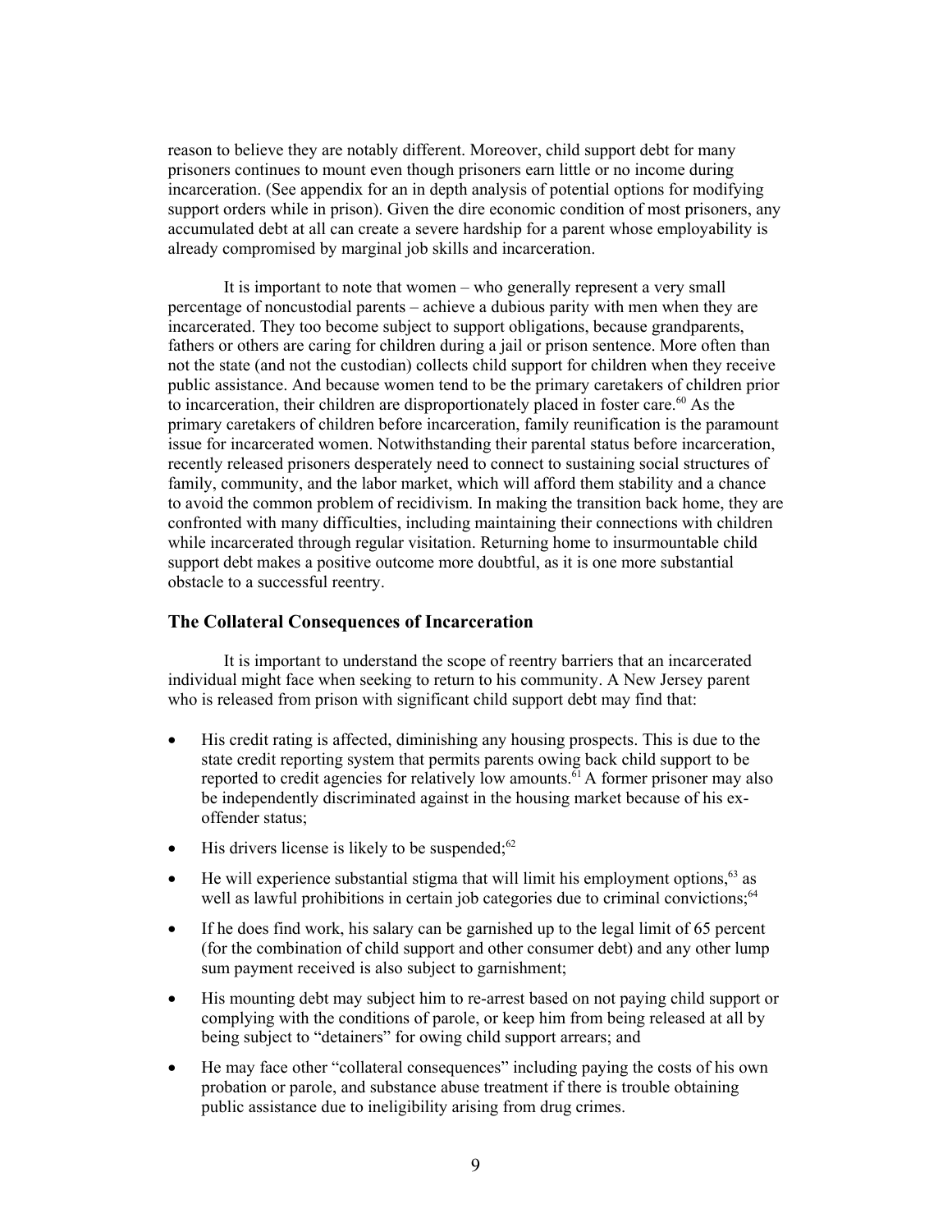reason to believe they are notably different. Moreover, child support debt for many prisoners continues to mount even though prisoners earn little or no income during incarceration. (See appendix for an in depth analysis of potential options for modifying support orders while in prison). Given the dire economic condition of most prisoners, any accumulated debt at all can create a severe hardship for a parent whose employability is already compromised by marginal job skills and incarceration.

It is important to note that women – who generally represent a very small percentage of noncustodial parents – achieve a dubious parity with men when they are incarcerated. They too become subject to support obligations, because grandparents, fathers or others are caring for children during a jail or prison sentence. More often than not the state (and not the custodian) collects child support for children when they receive public assistance. And because women tend to be the primary caretakers of children prior to incarceration, their children are disproportionately placed in foster care.[60] As the primary caretakers of children before incarceration, family reunification is the paramount issue for incarcerated women. Notwithstanding their parental status before incarceration, recently released prisoners desperately need to connect to sustaining social structures of family, community, and the labor market, which will afford them stability and a chance to avoid the common problem of recidivism. In making the transition back home, they are confronted with many difficulties, including maintaining their connections with children while incarcerated through regular visitation. Returning home to insurmountable child support debt makes a positive outcome more doubtful, as it is one more substantial obstacle to a successful reentry.

## The Collateral Consequences of Incarceration

It is important to understand the scope of reentry barriers that an incarcerated individual might face when seeking to return to his community. A New Jersey parent who is released from prison with significant child support debt may find that:

- His credit rating is affected, diminishing any housing prospects. This is due to the state credit reporting system that permits parents owing back child support to be reported to credit agencies for relatively low amounts.[61] A former prisoner may also be independently discriminated against in the housing market because of his ex-offender status;
- His drivers license is likely to be suspended;[62]
- He will experience substantial stigma that will limit his employment options,[63] as well as lawful prohibitions in certain job categories due to criminal convictions;[64]
- If he does find work, his salary can be garnished up to the legal limit of 65 percent (for the combination of child support and other consumer debt) and any other lump sum payment received is also subject to garnishment;
- His mounting debt may subject him to re-arrest based on not paying child support or complying with the conditions of parole, or keep him from being released at all by being subject to "detainers" for owing child support arrears; and
- He may face other "collateral consequences" including paying the costs of his own probation or parole, and substance abuse treatment if there is trouble obtaining public assistance due to ineligibility arising from drug crimes.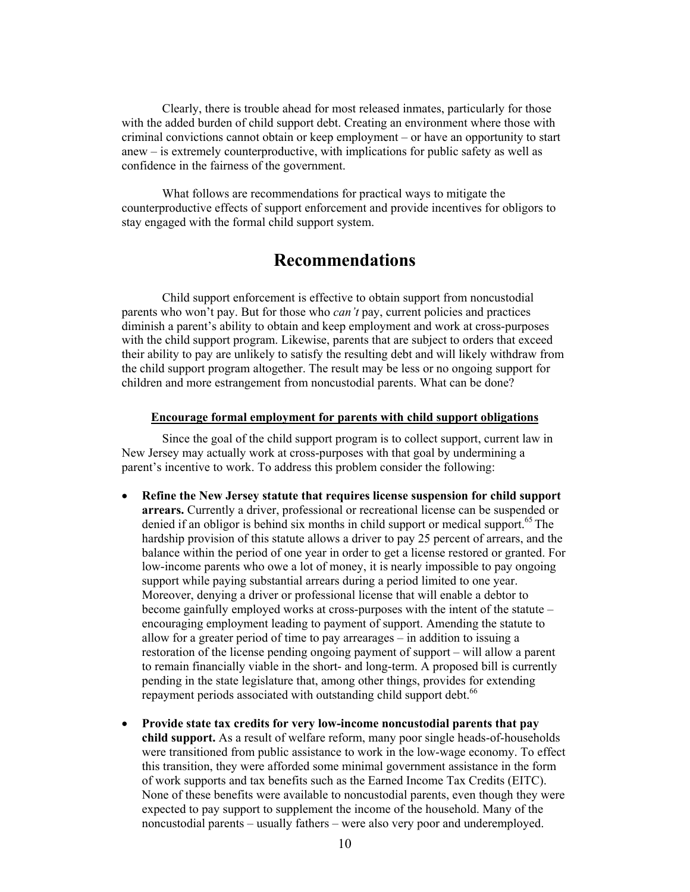Clearly, there is trouble ahead for most released inmates, particularly for those with the added burden of child support debt. Creating an environment where those with criminal convictions cannot obtain or keep employment – or have an opportunity to start anew – is extremely counterproductive, with implications for public safety as well as confidence in the fairness of the government.

What follows are recommendations for practical ways to mitigate the counterproductive effects of support enforcement and provide incentives for obligors to stay engaged with the formal child support system.

# Recommendations

Child support enforcement is effective to obtain support from noncustodial parents who won't pay. But for those who *can't* pay, current policies and practices diminish a parent's ability to obtain and keep employment and work at cross-purposes with the child support program. Likewise, parents that are subject to orders that exceed their ability to pay are unlikely to satisfy the resulting debt and will likely withdraw from the child support program altogether. The result may be less or no ongoing support for children and more estrangement from noncustodial parents. What can be done?

**Encourage formal employment for parents with child support obligations**

Since the goal of the child support program is to collect support, current law in New Jersey may actually work at cross-purposes with that goal by undermining a parent's incentive to work. To address this problem consider the following:

- **Refine the New Jersey statute that requires license suspension for child support arrears.** Currently a driver, professional or recreational license can be suspended or denied if an obligor is behind six months in child support or medical support.[65] The hardship provision of this statute allows a driver to pay 25 percent of arrears, and the balance within the period of one year in order to get a license restored or granted. For low-income parents who owe a lot of money, it is nearly impossible to pay ongoing support while paying substantial arrears during a period limited to one year. Moreover, denying a driver or professional license that will enable a debtor to become gainfully employed works at cross-purposes with the intent of the statute – encouraging employment leading to payment of support. Amending the statute to allow for a greater period of time to pay arrearages – in addition to issuing a restoration of the license pending ongoing payment of support – will allow a parent to remain financially viable in the short- and long-term. A proposed bill is currently pending in the state legislature that, among other things, provides for extending repayment periods associated with outstanding child support debt.[66]

- **Provide state tax credits for very low-income noncustodial parents that pay child support.** As a result of welfare reform, many poor single heads-of-households were transitioned from public assistance to work in the low-wage economy. To effect this transition, they were afforded some minimal government assistance in the form of work supports and tax benefits such as the Earned Income Tax Credits (EITC). None of these benefits were available to noncustodial parents, even though they were expected to pay support to supplement the income of the household. Many of the noncustodial parents – usually fathers – were also very poor and underemployed.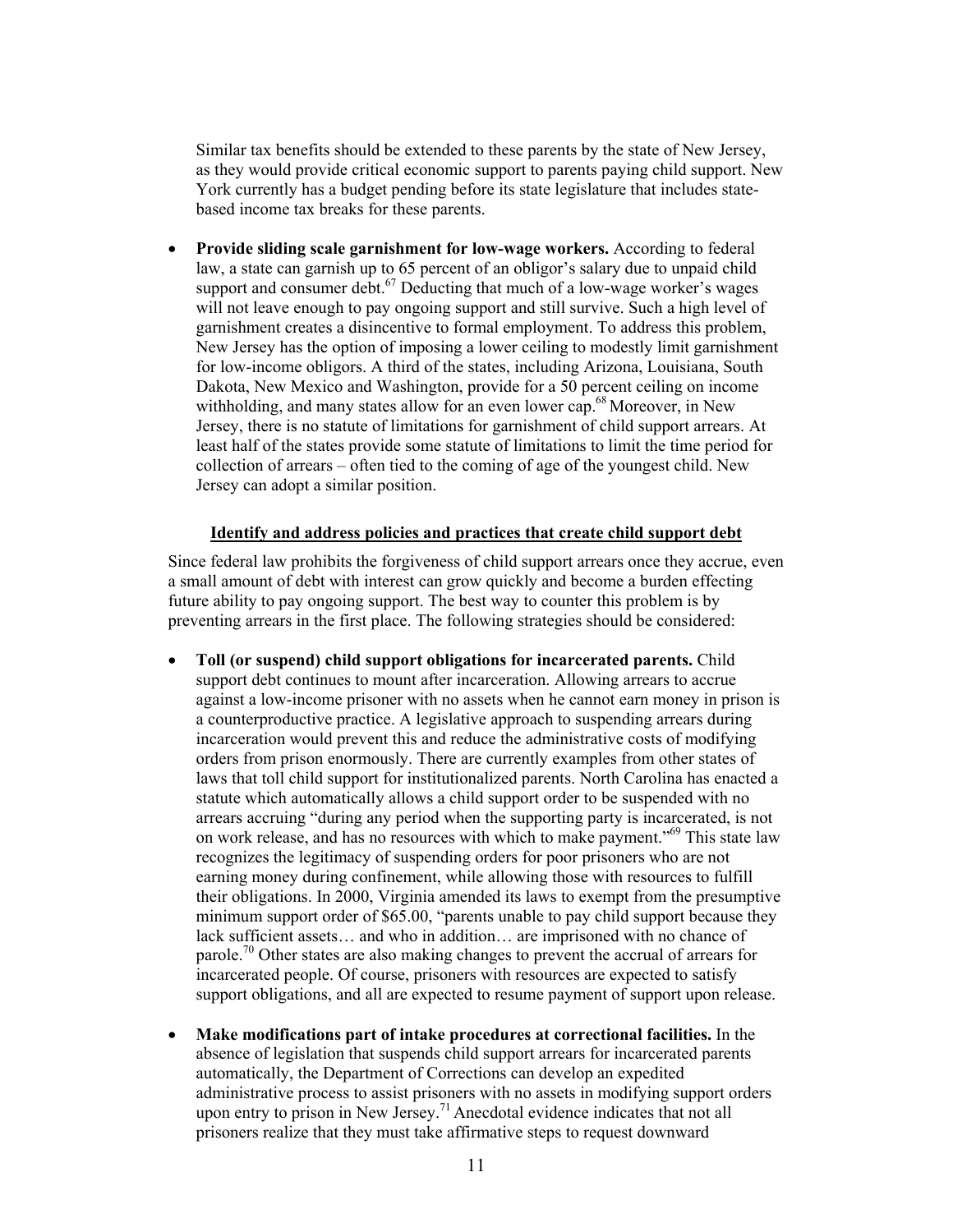Similar tax benefits should be extended to these parents by the state of New Jersey, as they would provide critical economic support to parents paying child support. New York currently has a budget pending before its state legislature that includes state-based income tax breaks for these parents.

- **Provide sliding scale garnishment for low-wage workers.** According to federal law, a state can garnish up to 65 percent of an obligor's salary due to unpaid child support and consumer debt.[67] Deducting that much of a low-wage worker's wages will not leave enough to pay ongoing support and still survive. Such a high level of garnishment creates a disincentive to formal employment. To address this problem, New Jersey has the option of imposing a lower ceiling to modestly limit garnishment for low-income obligors. A third of the states, including Arizona, Louisiana, South Dakota, New Mexico and Washington, provide for a 50 percent ceiling on income withholding, and many states allow for an even lower cap.[68] Moreover, in New Jersey, there is no statute of limitations for garnishment of child support arrears. At least half of the states provide some statute of limitations to limit the time period for collection of arrears – often tied to the coming of age of the youngest child. New Jersey can adopt a similar position.

**Identify and address policies and practices that create child support debt**

Since federal law prohibits the forgiveness of child support arrears once they accrue, even a small amount of debt with interest can grow quickly and become a burden effecting future ability to pay ongoing support. The best way to counter this problem is by preventing arrears in the first place. The following strategies should be considered:

- **Toll (or suspend) child support obligations for incarcerated parents.** Child support debt continues to mount after incarceration. Allowing arrears to accrue against a low-income prisoner with no assets when he cannot earn money in prison is a counterproductive practice. A legislative approach to suspending arrears during incarceration would prevent this and reduce the administrative costs of modifying orders from prison enormously. There are currently examples from other states of laws that toll child support for institutionalized parents. North Carolina has enacted a statute which automatically allows a child support order to be suspended with no arrears accruing "during any period when the supporting party is incarcerated, is not on work release, and has no resources with which to make payment."[69] This state law recognizes the legitimacy of suspending orders for poor prisoners who are not earning money during confinement, while allowing those with resources to fulfill their obligations. In 2000, Virginia amended its laws to exempt from the presumptive minimum support order of $65.00, "parents unable to pay child support because they lack sufficient assets… and who in addition… are imprisoned with no chance of parole.[70] Other states are also making changes to prevent the accrual of arrears for incarcerated people. Of course, prisoners with resources are expected to satisfy support obligations, and all are expected to resume payment of support upon release.

- **Make modifications part of intake procedures at correctional facilities.** In the absence of legislation that suspends child support arrears for incarcerated parents automatically, the Department of Corrections can develop an expedited administrative process to assist prisoners with no assets in modifying support orders upon entry to prison in New Jersey.[71] Anecdotal evidence indicates that not all prisoners realize that they must take affirmative steps to request downward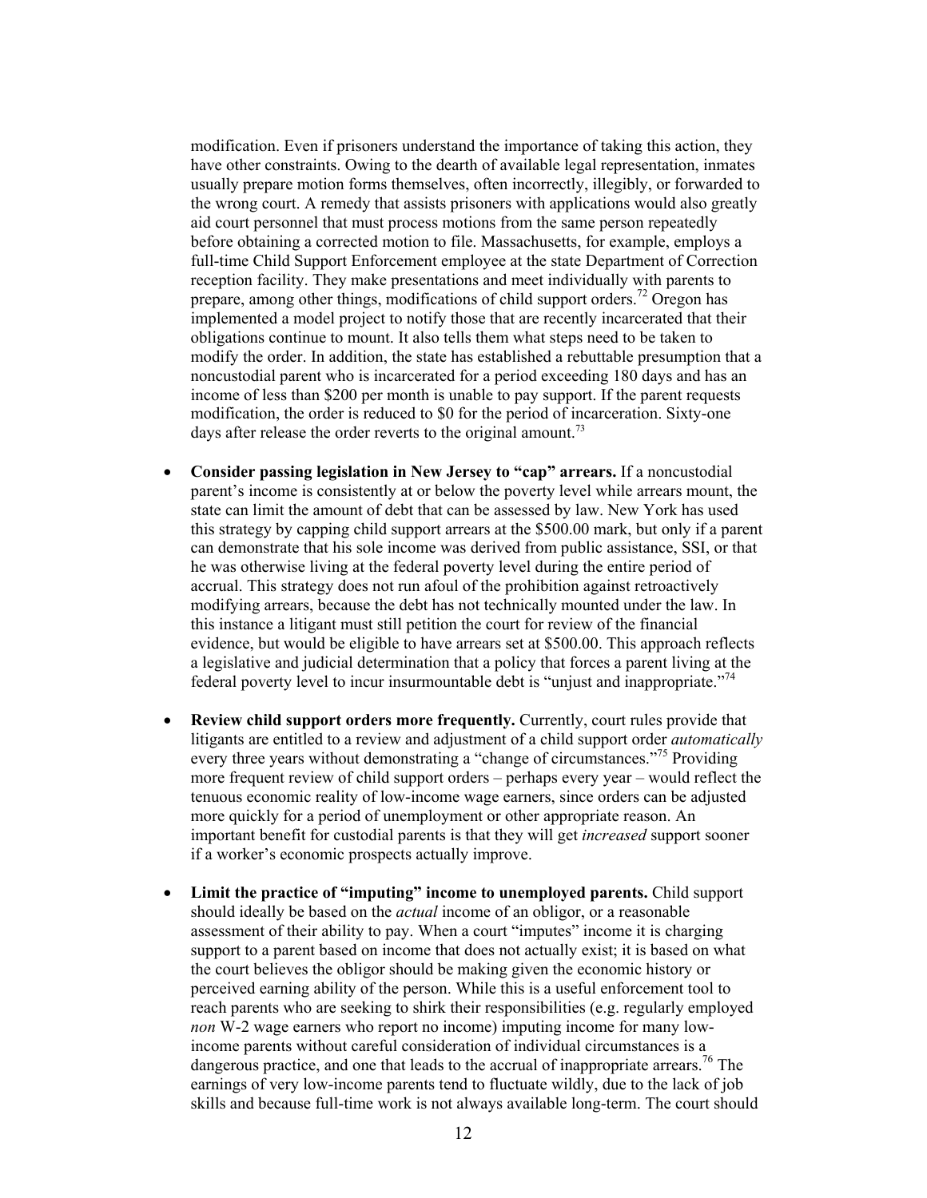modification. Even if prisoners understand the importance of taking this action, they have other constraints. Owing to the dearth of available legal representation, inmates usually prepare motion forms themselves, often incorrectly, illegibly, or forwarded to the wrong court. A remedy that assists prisoners with applications would also greatly aid court personnel that must process motions from the same person repeatedly before obtaining a corrected motion to file. Massachusetts, for example, employs a full-time Child Support Enforcement employee at the state Department of Correction reception facility. They make presentations and meet individually with parents to prepare, among other things, modifications of child support orders.[72] Oregon has implemented a model project to notify those that are recently incarcerated that their obligations continue to mount. It also tells them what steps need to be taken to modify the order. In addition, the state has established a rebuttable presumption that a noncustodial parent who is incarcerated for a period exceeding 180 days and has an income of less than $200 per month is unable to pay support. If the parent requests modification, the order is reduced to $0 for the period of incarceration. Sixty-one days after release the order reverts to the original amount.[73]

- **Consider passing legislation in New Jersey to "cap" arrears.** If a noncustodial parent's income is consistently at or below the poverty level while arrears mount, the state can limit the amount of debt that can be assessed by law. New York has used this strategy by capping child support arrears at the $500.00 mark, but only if a parent can demonstrate that his sole income was derived from public assistance, SSI, or that he was otherwise living at the federal poverty level during the entire period of accrual. This strategy does not run afoul of the prohibition against retroactively modifying arrears, because the debt has not technically mounted under the law. In this instance a litigant must still petition the court for review of the financial evidence, but would be eligible to have arrears set at $500.00. This approach reflects a legislative and judicial determination that a policy that forces a parent living at the federal poverty level to incur insurmountable debt is "unjust and inappropriate."[74]

- **Review child support orders more frequently.** Currently, court rules provide that litigants are entitled to a review and adjustment of a child support order *automatically* every three years without demonstrating a "change of circumstances."[75] Providing more frequent review of child support orders – perhaps every year – would reflect the tenuous economic reality of low-income wage earners, since orders can be adjusted more quickly for a period of unemployment or other appropriate reason. An important benefit for custodial parents is that they will get *increased* support sooner if a worker's economic prospects actually improve.

- **Limit the practice of "imputing" income to unemployed parents.** Child support should ideally be based on the *actual* income of an obligor, or a reasonable assessment of their ability to pay. When a court "imputes" income it is charging support to a parent based on income that does not actually exist; it is based on what the court believes the obligor should be making given the economic history or perceived earning ability of the person. While this is a useful enforcement tool to reach parents who are seeking to shirk their responsibilities (e.g. regularly employed *non* W-2 wage earners who report no income) imputing income for many low-income parents without careful consideration of individual circumstances is a dangerous practice, and one that leads to the accrual of inappropriate arrears.[76] The earnings of very low-income parents tend to fluctuate wildly, due to the lack of job skills and because full-time work is not always available long-term. The court should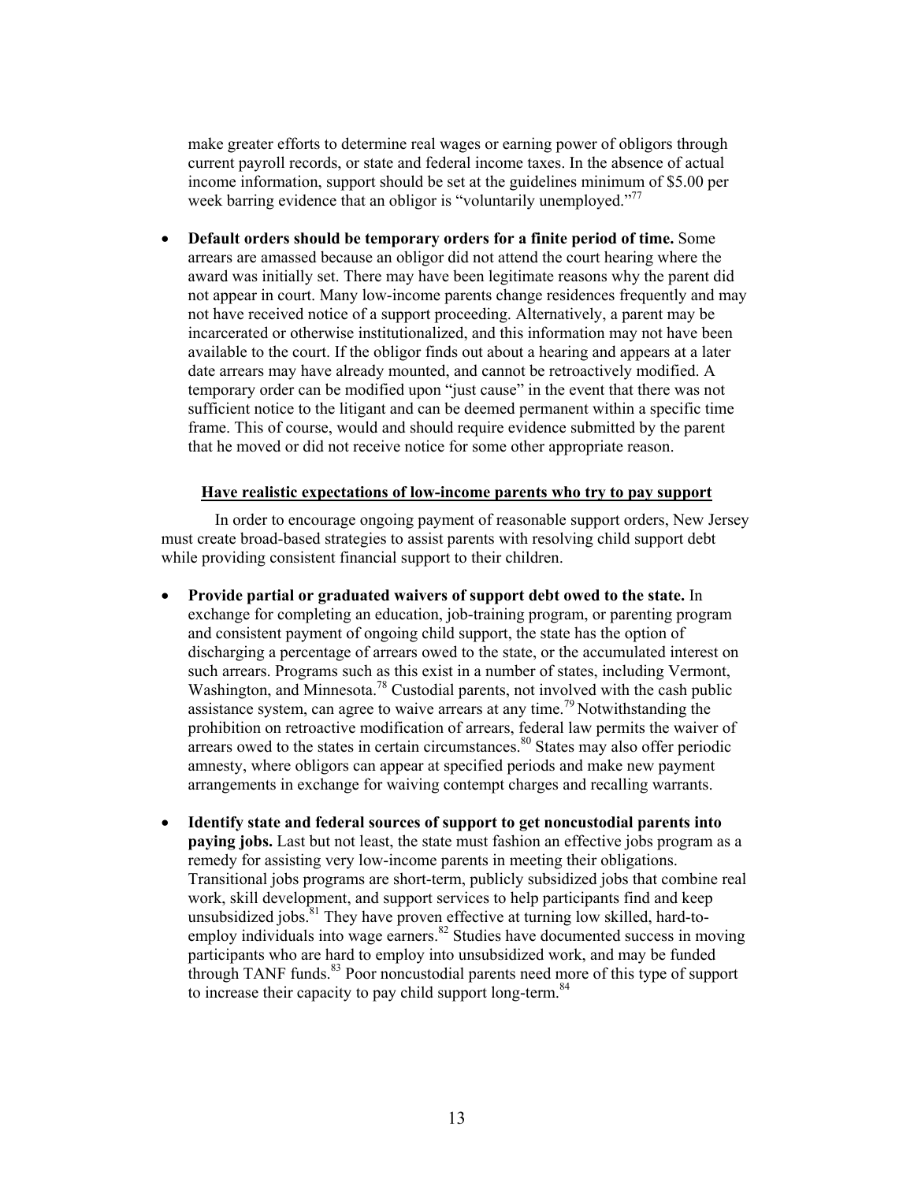make greater efforts to determine real wages or earning power of obligors through current payroll records, or state and federal income taxes. In the absence of actual income information, support should be set at the guidelines minimum of $5.00 per week barring evidence that an obligor is "voluntarily unemployed."[77]

- **Default orders should be temporary orders for a finite period of time.** Some arrears are amassed because an obligor did not attend the court hearing where the award was initially set. There may have been legitimate reasons why the parent did not appear in court. Many low-income parents change residences frequently and may not have received notice of a support proceeding. Alternatively, a parent may be incarcerated or otherwise institutionalized, and this information may not have been available to the court. If the obligor finds out about a hearing and appears at a later date arrears may have already mounted, and cannot be retroactively modified. A temporary order can be modified upon "just cause" in the event that there was not sufficient notice to the litigant and can be deemed permanent within a specific time frame. This of course, would and should require evidence submitted by the parent that he moved or did not receive notice for some other appropriate reason.

**Have realistic expectations of low-income parents who try to pay support**

In order to encourage ongoing payment of reasonable support orders, New Jersey must create broad-based strategies to assist parents with resolving child support debt while providing consistent financial support to their children.

- **Provide partial or graduated waivers of support debt owed to the state.** In exchange for completing an education, job-training program, or parenting program and consistent payment of ongoing child support, the state has the option of discharging a percentage of arrears owed to the state, or the accumulated interest on such arrears. Programs such as this exist in a number of states, including Vermont, Washington, and Minnesota.[78] Custodial parents, not involved with the cash public assistance system, can agree to waive arrears at any time.[79] Notwithstanding the prohibition on retroactive modification of arrears, federal law permits the waiver of arrears owed to the states in certain circumstances.[80] States may also offer periodic amnesty, where obligors can appear at specified periods and make new payment arrangements in exchange for waiving contempt charges and recalling warrants.

- **Identify state and federal sources of support to get noncustodial parents into paying jobs.** Last but not least, the state must fashion an effective jobs program as a remedy for assisting very low-income parents in meeting their obligations. Transitional jobs programs are short-term, publicly subsidized jobs that combine real work, skill development, and support services to help participants find and keep unsubsidized jobs.[81] They have proven effective at turning low skilled, hard-to-employ individuals into wage earners.[82] Studies have documented success in moving participants who are hard to employ into unsubsidized work, and may be funded through TANF funds.[83] Poor noncustodial parents need more of this type of support to increase their capacity to pay child support long-term.[84]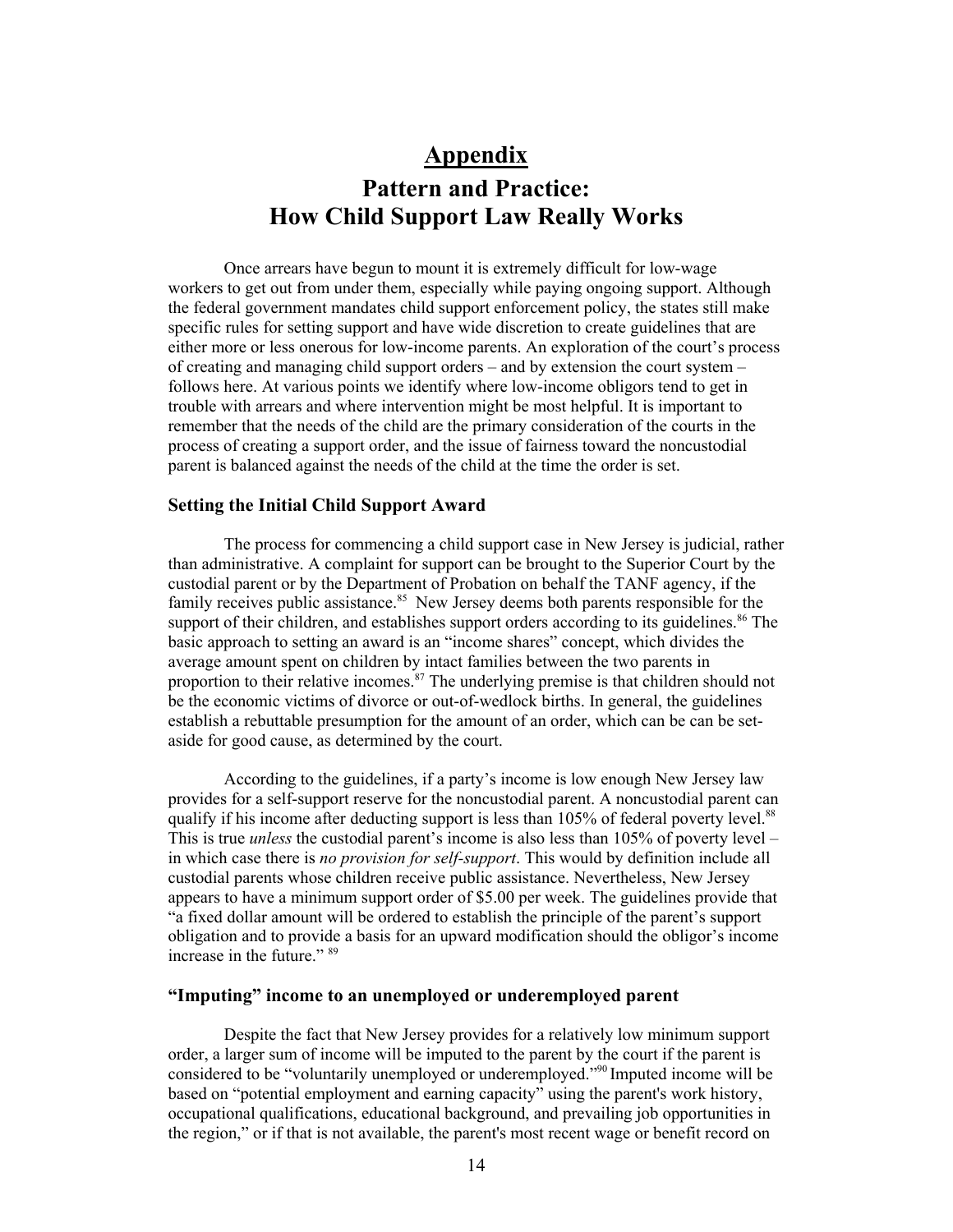# Appendix

## Pattern and Practice: How Child Support Law Really Works

Once arrears have begun to mount it is extremely difficult for low-wage workers to get out from under them, especially while paying ongoing support. Although the federal government mandates child support enforcement policy, the states still make specific rules for setting support and have wide discretion to create guidelines that are either more or less onerous for low-income parents. An exploration of the court's process of creating and managing child support orders – and by extension the court system – follows here. At various points we identify where low-income obligors tend to get in trouble with arrears and where intervention might be most helpful. It is important to remember that the needs of the child are the primary consideration of the courts in the process of creating a support order, and the issue of fairness toward the noncustodial parent is balanced against the needs of the child at the time the order is set.

### Setting the Initial Child Support Award

The process for commencing a child support case in New Jersey is judicial, rather than administrative. A complaint for support can be brought to the Superior Court by the custodial parent or by the Department of Probation on behalf the TANF agency, if the family receives public assistance.[85] New Jersey deems both parents responsible for the support of their children, and establishes support orders according to its guidelines.[86] The basic approach to setting an award is an "income shares" concept, which divides the average amount spent on children by intact families between the two parents in proportion to their relative incomes.[87] The underlying premise is that children should not be the economic victims of divorce or out-of-wedlock births. In general, the guidelines establish a rebuttable presumption for the amount of an order, which can be can be set-aside for good cause, as determined by the court.

According to the guidelines, if a party's income is low enough New Jersey law provides for a self-support reserve for the noncustodial parent. A noncustodial parent can qualify if his income after deducting support is less than 105% of federal poverty level.[88] This is true *unless* the custodial parent's income is also less than 105% of poverty level – in which case there is *no provision for self-support*. This would by definition include all custodial parents whose children receive public assistance. Nevertheless, New Jersey appears to have a minimum support order of $5.00 per week. The guidelines provide that "a fixed dollar amount will be ordered to establish the principle of the parent's support obligation and to provide a basis for an upward modification should the obligor's income increase in the future." [89]

### "Imputing" income to an unemployed or underemployed parent

Despite the fact that New Jersey provides for a relatively low minimum support order, a larger sum of income will be imputed to the parent by the court if the parent is considered to be "voluntarily unemployed or underemployed."[90] Imputed income will be based on "potential employment and earning capacity" using the parent's work history, occupational qualifications, educational background, and prevailing job opportunities in the region," or if that is not available, the parent's most recent wage or benefit record on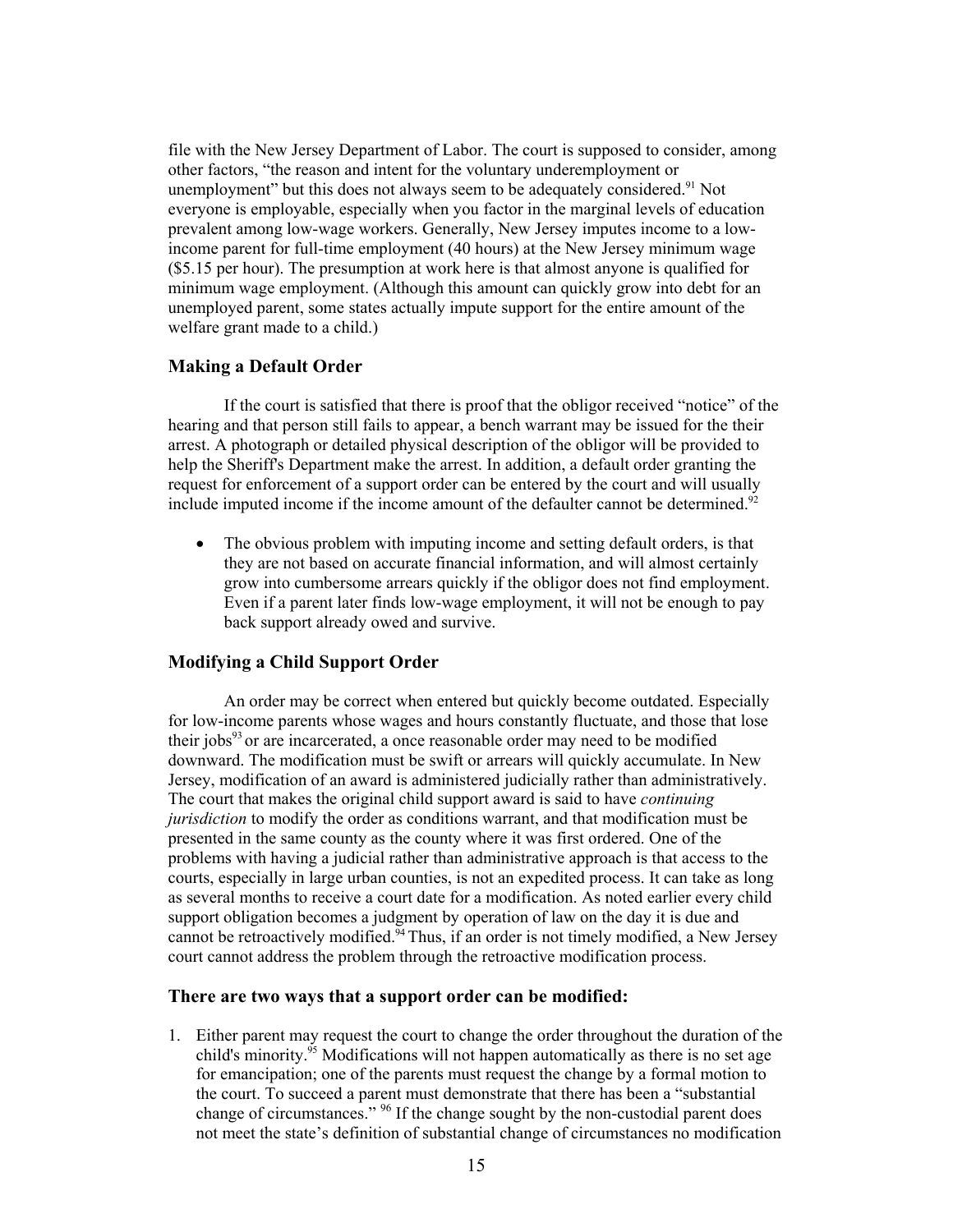file with the New Jersey Department of Labor. The court is supposed to consider, among other factors, "the reason and intent for the voluntary underemployment or unemployment" but this does not always seem to be adequately considered.[91] Not everyone is employable, especially when you factor in the marginal levels of education prevalent among low-wage workers. Generally, New Jersey imputes income to a low-income parent for full-time employment (40 hours) at the New Jersey minimum wage ($5.15 per hour). The presumption at work here is that almost anyone is qualified for minimum wage employment. (Although this amount can quickly grow into debt for an unemployed parent, some states actually impute support for the entire amount of the welfare grant made to a child.)

### Making a Default Order

If the court is satisfied that there is proof that the obligor received "notice" of the hearing and that person still fails to appear, a bench warrant may be issued for the their arrest. A photograph or detailed physical description of the obligor will be provided to help the Sheriff's Department make the arrest. In addition, a default order granting the request for enforcement of a support order can be entered by the court and will usually include imputed income if the income amount of the defaulter cannot be determined.[92]

- The obvious problem with imputing income and setting default orders, is that they are not based on accurate financial information, and will almost certainly grow into cumbersome arrears quickly if the obligor does not find employment. Even if a parent later finds low-wage employment, it will not be enough to pay back support already owed and survive.

### Modifying a Child Support Order

An order may be correct when entered but quickly become outdated. Especially for low-income parents whose wages and hours constantly fluctuate, and those that lose their jobs[93] or are incarcerated, a once reasonable order may need to be modified downward. The modification must be swift or arrears will quickly accumulate. In New Jersey, modification of an award is administered judicially rather than administratively. The court that makes the original child support award is said to have *continuing jurisdiction* to modify the order as conditions warrant, and that modification must be presented in the same county as the county where it was first ordered. One of the problems with having a judicial rather than administrative approach is that access to the courts, especially in large urban counties, is not an expedited process. It can take as long as several months to receive a court date for a modification. As noted earlier every child support obligation becomes a judgment by operation of law on the day it is due and cannot be retroactively modified.[94] Thus, if an order is not timely modified, a New Jersey court cannot address the problem through the retroactive modification process.

### There are two ways that a support order can be modified:

1. Either parent may request the court to change the order throughout the duration of the child's minority.[95] Modifications will not happen automatically as there is no set age for emancipation; one of the parents must request the change by a formal motion to the court. To succeed a parent must demonstrate that there has been a "substantial change of circumstances." [96] If the change sought by the non-custodial parent does not meet the state's definition of substantial change of circumstances no modification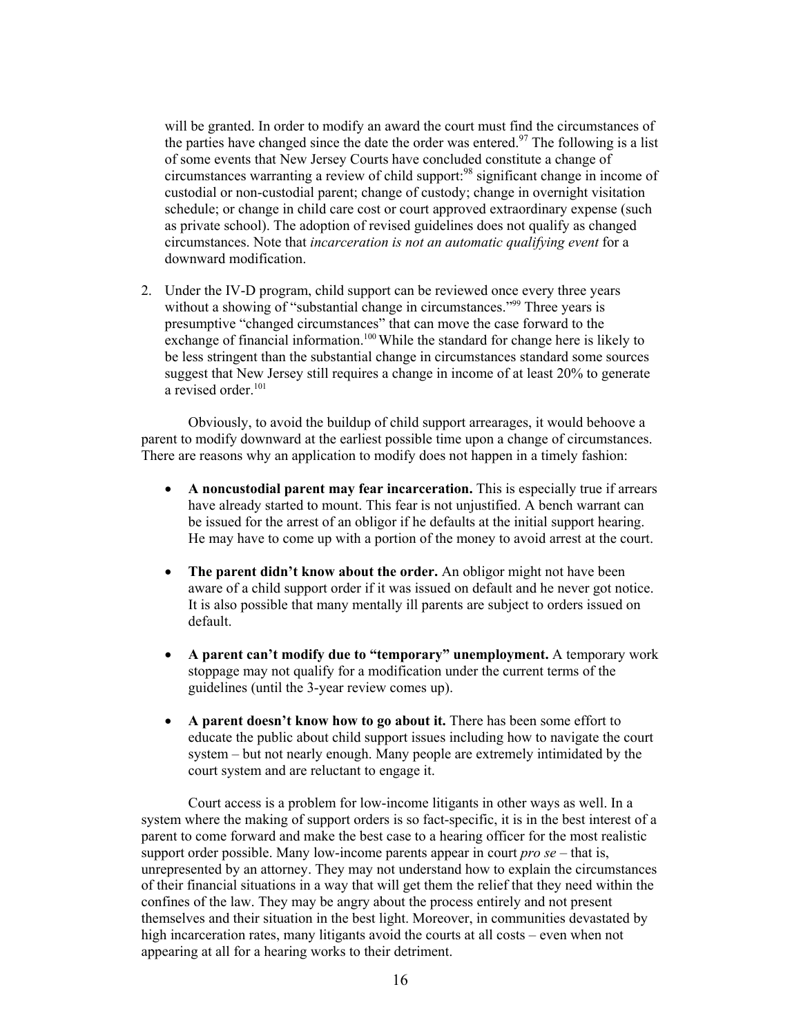will be granted. In order to modify an award the court must find the circumstances of the parties have changed since the date the order was entered.[97] The following is a list of some events that New Jersey Courts have concluded constitute a change of circumstances warranting a review of child support:[98] significant change in income of custodial or non-custodial parent; change of custody; change in overnight visitation schedule; or change in child care cost or court approved extraordinary expense (such as private school). The adoption of revised guidelines does not qualify as changed circumstances. Note that *incarceration is not an automatic qualifying event* for a downward modification.

2. Under the IV-D program, child support can be reviewed once every three years without a showing of "substantial change in circumstances."[99] Three years is presumptive "changed circumstances" that can move the case forward to the exchange of financial information.[100] While the standard for change here is likely to be less stringent than the substantial change in circumstances standard some sources suggest that New Jersey still requires a change in income of at least 20% to generate a revised order.[101]

Obviously, to avoid the buildup of child support arrearages, it would behoove a parent to modify downward at the earliest possible time upon a change of circumstances. There are reasons why an application to modify does not happen in a timely fashion:

- **A noncustodial parent may fear incarceration.** This is especially true if arrears have already started to mount. This fear is not unjustified. A bench warrant can be issued for the arrest of an obligor if he defaults at the initial support hearing. He may have to come up with a portion of the money to avoid arrest at the court.

- **The parent didn't know about the order.** An obligor might not have been aware of a child support order if it was issued on default and he never got notice. It is also possible that many mentally ill parents are subject to orders issued on default.

- **A parent can't modify due to "temporary" unemployment.** A temporary work stoppage may not qualify for a modification under the current terms of the guidelines (until the 3-year review comes up).

- **A parent doesn't know how to go about it.** There has been some effort to educate the public about child support issues including how to navigate the court system – but not nearly enough. Many people are extremely intimidated by the court system and are reluctant to engage it.

Court access is a problem for low-income litigants in other ways as well. In a system where the making of support orders is so fact-specific, it is in the best interest of a parent to come forward and make the best case to a hearing officer for the most realistic support order possible. Many low-income parents appear in court *pro se* – that is, unrepresented by an attorney. They may not understand how to explain the circumstances of their financial situations in a way that will get them the relief that they need within the confines of the law. They may be angry about the process entirely and not present themselves and their situation in the best light. Moreover, in communities devastated by high incarceration rates, many litigants avoid the courts at all costs – even when not appearing at all for a hearing works to their detriment.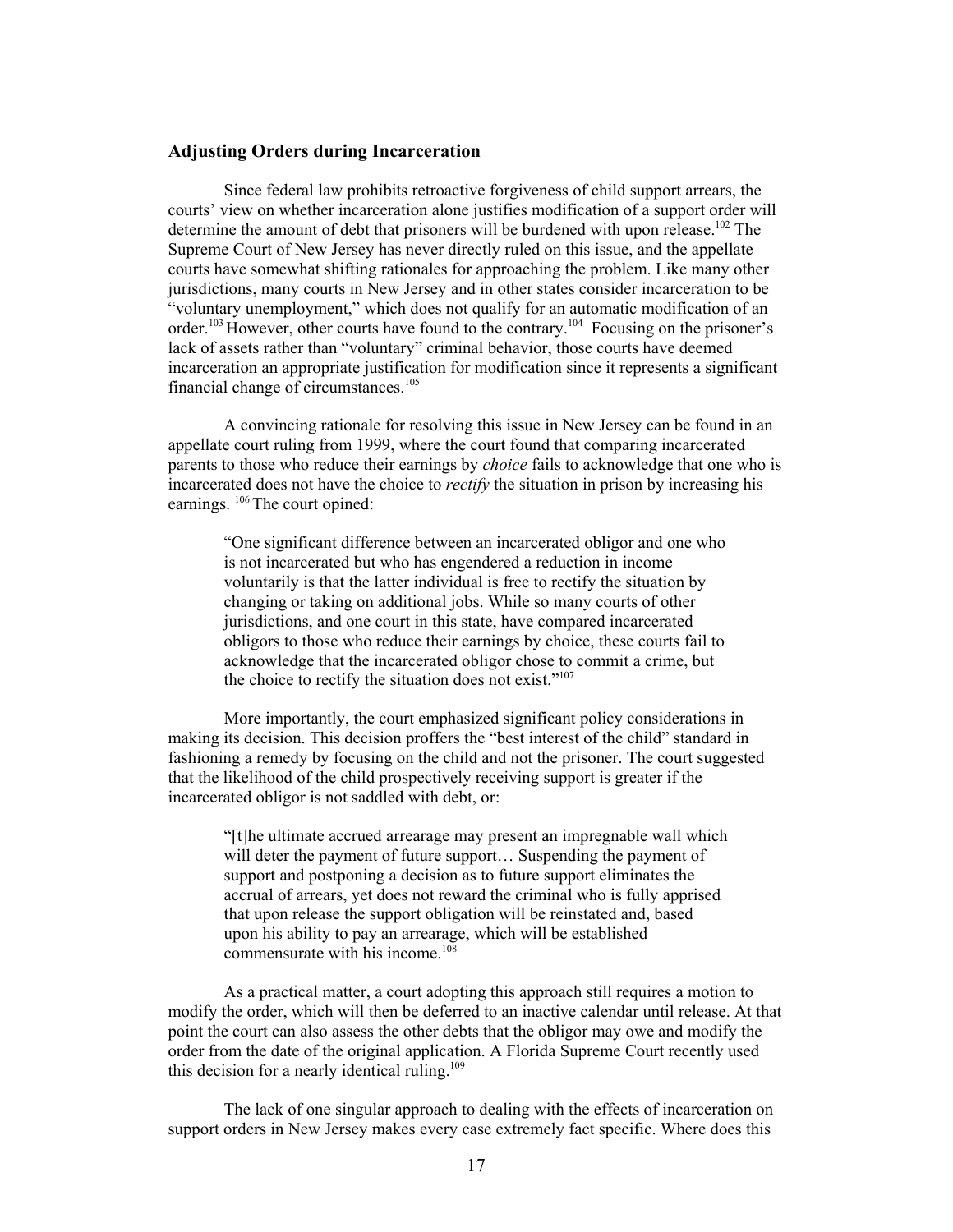## Adjusting Orders during Incarceration

Since federal law prohibits retroactive forgiveness of child support arrears, the courts' view on whether incarceration alone justifies modification of a support order will determine the amount of debt that prisoners will be burdened with upon release.[102] The Supreme Court of New Jersey has never directly ruled on this issue, and the appellate courts have somewhat shifting rationales for approaching the problem. Like many other jurisdictions, many courts in New Jersey and in other states consider incarceration to be "voluntary unemployment," which does not qualify for an automatic modification of an order.[103] However, other courts have found to the contrary.[104] Focusing on the prisoner's lack of assets rather than "voluntary" criminal behavior, those courts have deemed incarceration an appropriate justification for modification since it represents a significant financial change of circumstances.[105]

A convincing rationale for resolving this issue in New Jersey can be found in an appellate court ruling from 1999, where the court found that comparing incarcerated parents to those who reduce their earnings by *choice* fails to acknowledge that one who is incarcerated does not have the choice to *rectify* the situation in prison by increasing his earnings. [106] The court opined:

> "One significant difference between an incarcerated obligor and one who is not incarcerated but who has engendered a reduction in income voluntarily is that the latter individual is free to rectify the situation by changing or taking on additional jobs. While so many courts of other jurisdictions, and one court in this state, have compared incarcerated obligors to those who reduce their earnings by choice, these courts fail to acknowledge that the incarcerated obligor chose to commit a crime, but the choice to rectify the situation does not exist."[107]

More importantly, the court emphasized significant policy considerations in making its decision. This decision proffers the "best interest of the child" standard in fashioning a remedy by focusing on the child and not the prisoner. The court suggested that the likelihood of the child prospectively receiving support is greater if the incarcerated obligor is not saddled with debt, or:

> "[t]he ultimate accrued arrearage may present an impregnable wall which will deter the payment of future support… Suspending the payment of support and postponing a decision as to future support eliminates the accrual of arrears, yet does not reward the criminal who is fully apprised that upon release the support obligation will be reinstated and, based upon his ability to pay an arrearage, which will be established commensurate with his income.[108]

As a practical matter, a court adopting this approach still requires a motion to modify the order, which will then be deferred to an inactive calendar until release. At that point the court can also assess the other debts that the obligor may owe and modify the order from the date of the original application. A Florida Supreme Court recently used this decision for a nearly identical ruling.[109]

The lack of one singular approach to dealing with the effects of incarceration on support orders in New Jersey makes every case extremely fact specific. Where does this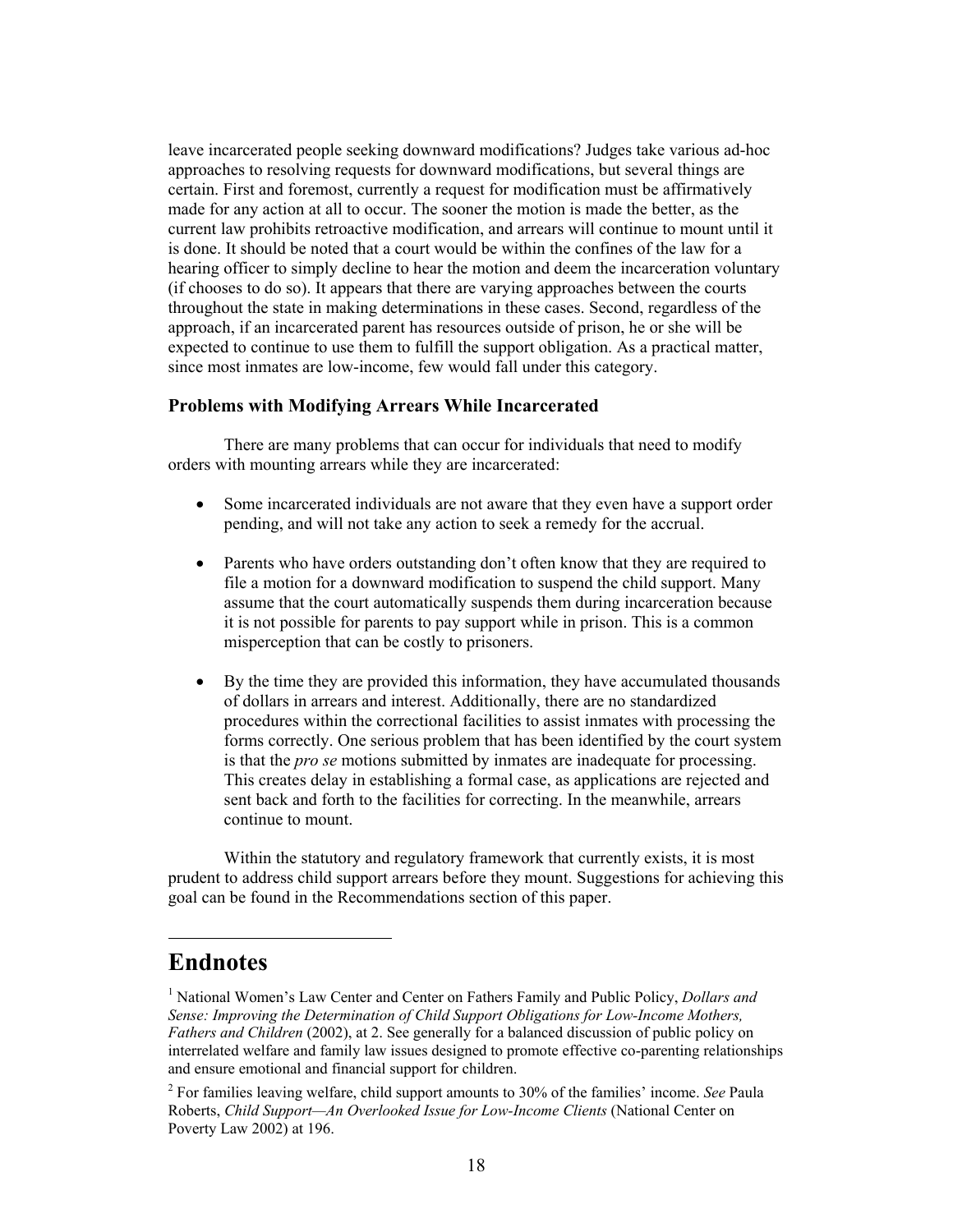leave incarcerated people seeking downward modifications? Judges take various ad-hoc approaches to resolving requests for downward modifications, but several things are certain. First and foremost, currently a request for modification must be affirmatively made for any action at all to occur. The sooner the motion is made the better, as the current law prohibits retroactive modification, and arrears will continue to mount until it is done. It should be noted that a court would be within the confines of the law for a hearing officer to simply decline to hear the motion and deem the incarceration voluntary (if chooses to do so). It appears that there are varying approaches between the courts throughout the state in making determinations in these cases. Second, regardless of the approach, if an incarcerated parent has resources outside of prison, he or she will be expected to continue to use them to fulfill the support obligation. As a practical matter, since most inmates are low-income, few would fall under this category.

### Problems with Modifying Arrears While Incarcerated

There are many problems that can occur for individuals that need to modify orders with mounting arrears while they are incarcerated:

- Some incarcerated individuals are not aware that they even have a support order pending, and will not take any action to seek a remedy for the accrual.
- Parents who have orders outstanding don't often know that they are required to file a motion for a downward modification to suspend the child support. Many assume that the court automatically suspends them during incarceration because it is not possible for parents to pay support while in prison. This is a common misperception that can be costly to prisoners.
- By the time they are provided this information, they have accumulated thousands of dollars in arrears and interest. Additionally, there are no standardized procedures within the correctional facilities to assist inmates with processing the forms correctly. One serious problem that has been identified by the court system is that the *pro se* motions submitted by inmates are inadequate for processing. This creates delay in establishing a formal case, as applications are rejected and sent back and forth to the facilities for correcting. In the meanwhile, arrears continue to mount.

Within the statutory and regulatory framework that currently exists, it is most prudent to address child support arrears before they mount. Suggestions for achieving this goal can be found in the Recommendations section of this paper.

## Endnotes

[1] National Women's Law Center and Center on Fathers Family and Public Policy, *Dollars and Sense: Improving the Determination of Child Support Obligations for Low-Income Mothers, Fathers and Children* (2002), at 2. See generally for a balanced discussion of public policy on interrelated welfare and family law issues designed to promote effective co-parenting relationships and ensure emotional and financial support for children.

[2] For families leaving welfare, child support amounts to 30% of the families' income. *See* Paula Roberts, *Child Support—An Overlooked Issue for Low-Income Clients* (National Center on Poverty Law 2002) at 196.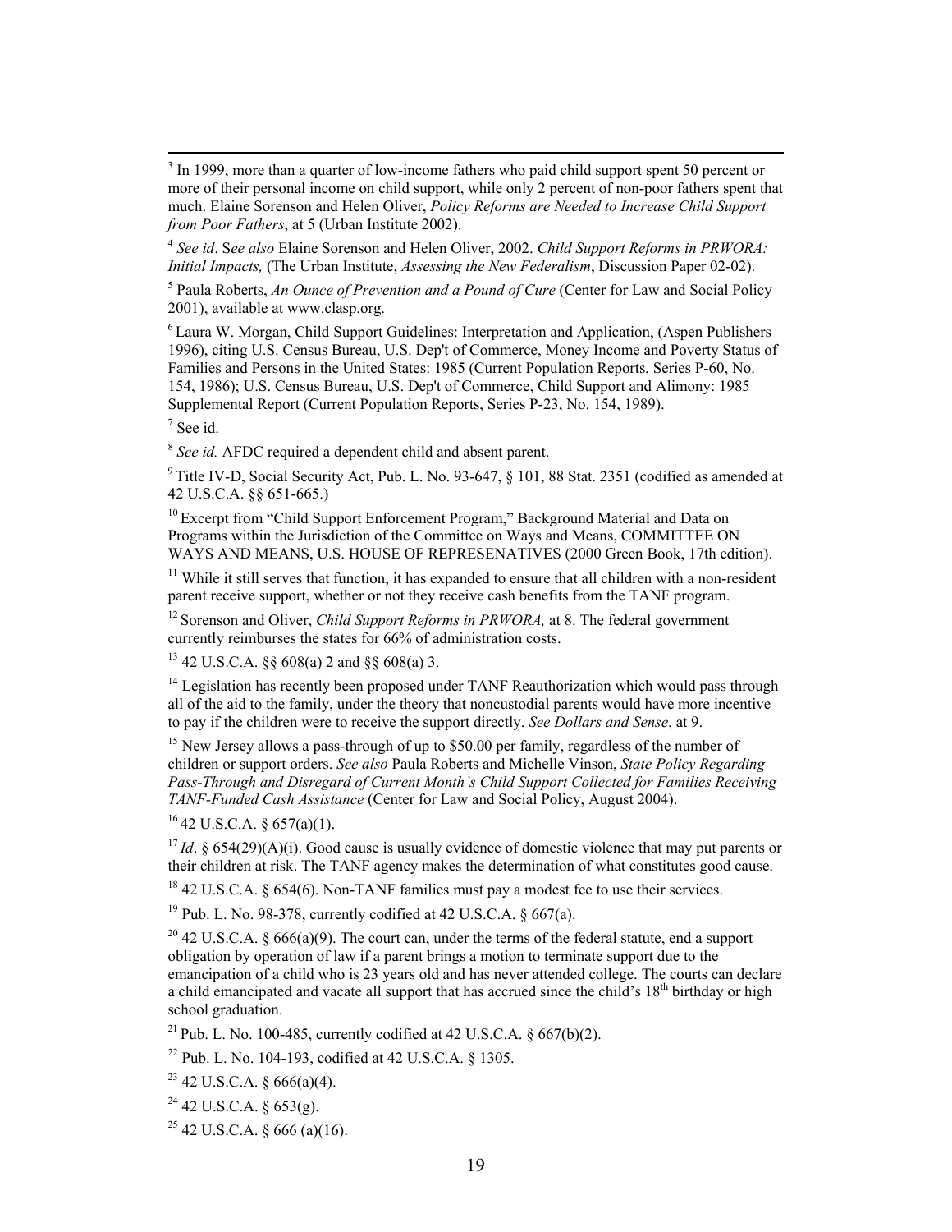[3] In 1999, more than a quarter of low-income fathers who paid child support spent 50 percent or more of their personal income on child support, while only 2 percent of non-poor fathers spent that much. Elaine Sorenson and Helen Oliver, *Policy Reforms are Needed to Increase Child Support from Poor Fathers*, at 5 (Urban Institute 2002).

[4] *See id*. S*ee also* Elaine Sorenson and Helen Oliver, 2002. *Child Support Reforms in PRWORA: Initial Impacts,* (The Urban Institute, *Assessing the New Federalism*, Discussion Paper 02-02).

[5] Paula Roberts, *An Ounce of Prevention and a Pound of Cure* (Center for Law and Social Policy 2001), available at www.clasp.org.

[6] Laura W. Morgan, Child Support Guidelines: Interpretation and Application, (Aspen Publishers 1996), citing U.S. Census Bureau, U.S. Dep't of Commerce, Money Income and Poverty Status of Families and Persons in the United States: 1985 (Current Population Reports, Series P-60, No. 154, 1986); U.S. Census Bureau, U.S. Dep't of Commerce, Child Support and Alimony: 1985 Supplemental Report (Current Population Reports, Series P-23, No. 154, 1989).

[7] See id.

[8] *See id.* AFDC required a dependent child and absent parent.

[9] Title IV-D, Social Security Act, Pub. L. No. 93-647, § 101, 88 Stat. 2351 (codified as amended at 42 U.S.C.A. §§ 651-665.)

[10] Excerpt from "Child Support Enforcement Program," Background Material and Data on Programs within the Jurisdiction of the Committee on Ways and Means, COMMITTEE ON WAYS AND MEANS, U.S. HOUSE OF REPRESENATIVES (2000 Green Book, 17th edition).

[11] While it still serves that function, it has expanded to ensure that all children with a non-resident parent receive support, whether or not they receive cash benefits from the TANF program.

[12] Sorenson and Oliver, *Child Support Reforms in PRWORA,* at 8. The federal government currently reimburses the states for 66% of administration costs.

[13] 42 U.S.C.A. §§ 608(a) 2 and §§ 608(a) 3.

[14] Legislation has recently been proposed under TANF Reauthorization which would pass through all of the aid to the family, under the theory that noncustodial parents would have more incentive to pay if the children were to receive the support directly. *See Dollars and Sense*, at 9.

[15] New Jersey allows a pass-through of up to $50.00 per family, regardless of the number of children or support orders. *See also* Paula Roberts and Michelle Vinson, *State Policy Regarding Pass-Through and Disregard of Current Month's Child Support Collected for Families Receiving TANF-Funded Cash Assistance* (Center for Law and Social Policy, August 2004).

[16] 42 U.S.C.A. § 657(a)(1).

[17] *Id*. § 654(29)(A)(i). Good cause is usually evidence of domestic violence that may put parents or their children at risk. The TANF agency makes the determination of what constitutes good cause.

[18] 42 U.S.C.A. § 654(6). Non-TANF families must pay a modest fee to use their services.

[19] Pub. L. No. 98-378, currently codified at 42 U.S.C.A. § 667(a).

[20] 42 U.S.C.A. § 666(a)(9). The court can, under the terms of the federal statute, end a support obligation by operation of law if a parent brings a motion to terminate support due to the emancipation of a child who is 23 years old and has never attended college. The courts can declare a child emancipated and vacate all support that has accrued since the child's 18th birthday or high school graduation.

[21] Pub. L. No. 100-485, currently codified at 42 U.S.C.A. § 667(b)(2).

[22] Pub. L. No. 104-193, codified at 42 U.S.C.A. § 1305.

[23] 42 U.S.C.A. § 666(a)(4).

[24] 42 U.S.C.A. § 653(g).

[25] 42 U.S.C.A. § 666 (a)(16).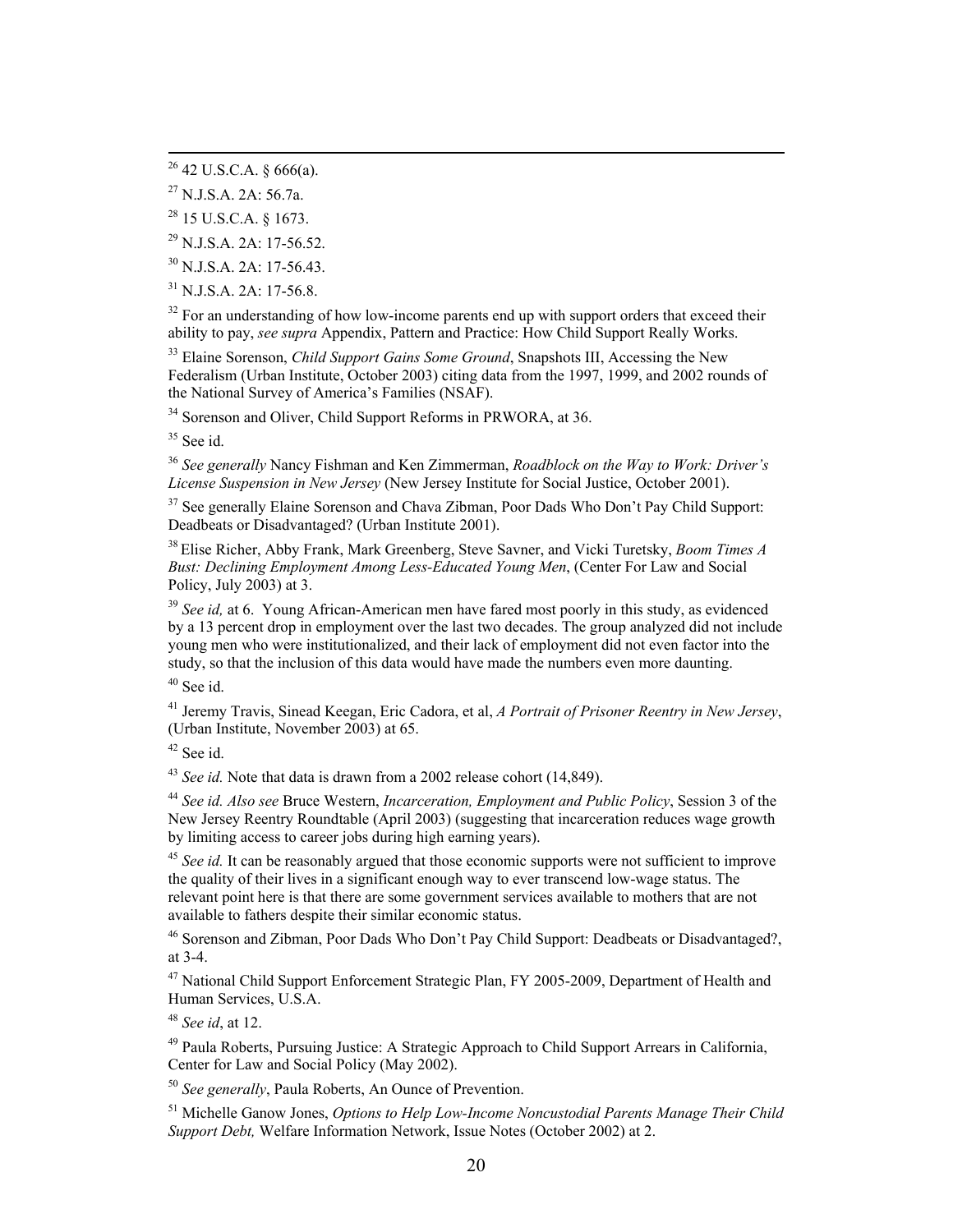[26] 42 U.S.C.A. § 666(a).

[27] N.J.S.A. 2A: 56.7a.

[28] 15 U.S.C.A. § 1673.

[29] N.J.S.A. 2A: 17-56.52.

[30] N.J.S.A. 2A: 17-56.43.

[31] N.J.S.A. 2A: 17-56.8.

[32] For an understanding of how low-income parents end up with support orders that exceed their ability to pay, *see supra* Appendix, Pattern and Practice: How Child Support Really Works.

[33] Elaine Sorenson, *Child Support Gains Some Ground*, Snapshots III, Accessing the New Federalism (Urban Institute, October 2003) citing data from the 1997, 1999, and 2002 rounds of the National Survey of America's Families (NSAF).

[34] Sorenson and Oliver, Child Support Reforms in PRWORA, at 36.

[35] See id.

[36] *See generally* Nancy Fishman and Ken Zimmerman, *Roadblock on the Way to Work: Driver's License Suspension in New Jersey* (New Jersey Institute for Social Justice, October 2001).

[37] See generally Elaine Sorenson and Chava Zibman, Poor Dads Who Don't Pay Child Support: Deadbeats or Disadvantaged? (Urban Institute 2001).

[38] Elise Richer, Abby Frank, Mark Greenberg, Steve Savner, and Vicki Turetsky, *Boom Times A Bust: Declining Employment Among Less-Educated Young Men*, (Center For Law and Social Policy, July 2003) at 3.

[39] *See id,* at 6. Young African-American men have fared most poorly in this study, as evidenced by a 13 percent drop in employment over the last two decades. The group analyzed did not include young men who were institutionalized, and their lack of employment did not even factor into the study, so that the inclusion of this data would have made the numbers even more daunting.

[40] See id.

[41] Jeremy Travis, Sinead Keegan, Eric Cadora, et al, *A Portrait of Prisoner Reentry in New Jersey*, (Urban Institute, November 2003) at 65.

[42] See id.

[43] *See id.* Note that data is drawn from a 2002 release cohort (14,849).

[44] *See id. Also see* Bruce Western, *Incarceration, Employment and Public Policy*, Session 3 of the New Jersey Reentry Roundtable (April 2003) (suggesting that incarceration reduces wage growth by limiting access to career jobs during high earning years).

[45] *See id.* It can be reasonably argued that those economic supports were not sufficient to improve the quality of their lives in a significant enough way to ever transcend low-wage status. The relevant point here is that there are some government services available to mothers that are not available to fathers despite their similar economic status.

[46] Sorenson and Zibman, Poor Dads Who Don't Pay Child Support: Deadbeats or Disadvantaged?, at 3-4.

[47] National Child Support Enforcement Strategic Plan, FY 2005-2009, Department of Health and Human Services, U.S.A.

[48] *See id*, at 12.

[49] Paula Roberts, Pursuing Justice: A Strategic Approach to Child Support Arrears in California, Center for Law and Social Policy (May 2002).

[50] *See generally*, Paula Roberts, An Ounce of Prevention.

[51] Michelle Ganow Jones, *Options to Help Low-Income Noncustodial Parents Manage Their Child Support Debt,* Welfare Information Network, Issue Notes (October 2002) at 2.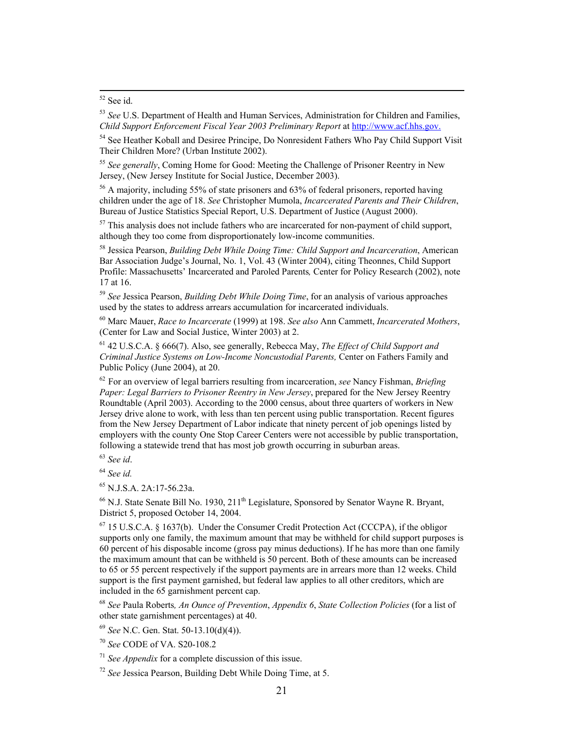[52] See id.

[53] *See* U.S. Department of Health and Human Services, Administration for Children and Families, *Child Support Enforcement Fiscal Year 2003 Preliminary Report* at http://www.acf.hhs.gov.

[54] See Heather Koball and Desiree Principe, Do Nonresident Fathers Who Pay Child Support Visit Their Children More? (Urban Institute 2002).

[55] *See generally*, Coming Home for Good: Meeting the Challenge of Prisoner Reentry in New Jersey, (New Jersey Institute for Social Justice, December 2003).

[56] A majority, including 55% of state prisoners and 63% of federal prisoners, reported having children under the age of 18. *See* Christopher Mumola, *Incarcerated Parents and Their Children*, Bureau of Justice Statistics Special Report, U.S. Department of Justice (August 2000).

[57] This analysis does not include fathers who are incarcerated for non-payment of child support, although they too come from disproportionately low-income communities.

[58] Jessica Pearson, *Building Debt While Doing Time: Child Support and Incarceration*, American Bar Association Judge's Journal, No. 1, Vol. 43 (Winter 2004), citing Theonnes, Child Support Profile: Massachusetts' Incarcerated and Paroled Parents*,* Center for Policy Research (2002), note 17 at 16.

[59] *See* Jessica Pearson, *Building Debt While Doing Time*, for an analysis of various approaches used by the states to address arrears accumulation for incarcerated individuals.

[60] Marc Mauer, *Race to Incarcerate* (1999) at 198. *See also* Ann Cammett, *Incarcerated Mothers*, (Center for Law and Social Justice, Winter 2003) at 2.

[61] 42 U.S.C.A. § 666(7). Also, see generally, Rebecca May, *The Effect of Child Support and Criminal Justice Systems on Low-Income Noncustodial Parents,* Center on Fathers Family and Public Policy (June 2004), at 20.

[62] For an overview of legal barriers resulting from incarceration, *see* Nancy Fishman, *Briefing Paper: Legal Barriers to Prisoner Reentry in New Jersey*, prepared for the New Jersey Reentry Roundtable (April 2003). According to the 2000 census, about three quarters of workers in New Jersey drive alone to work, with less than ten percent using public transportation. Recent figures from the New Jersey Department of Labor indicate that ninety percent of job openings listed by employers with the county One Stop Career Centers were not accessible by public transportation, following a statewide trend that has most job growth occurring in suburban areas.

[63] *See id*.

[64] *See id.*

[65] N.J.S.A. 2A:17-56.23a.

[66] N.J. State Senate Bill No. 1930, 211th Legislature, Sponsored by Senator Wayne R. Bryant, District 5, proposed October 14, 2004.

[67] 15 U.S.C.A. § 1637(b). Under the Consumer Credit Protection Act (CCCPA), if the obligor supports only one family, the maximum amount that may be withheld for child support purposes is 60 percent of his disposable income (gross pay minus deductions). If he has more than one family the maximum amount that can be withheld is 50 percent. Both of these amounts can be increased to 65 or 55 percent respectively if the support payments are in arrears more than 12 weeks. Child support is the first payment garnished, but federal law applies to all other creditors, which are included in the 65 garnishment percent cap.

[68] *See* Paula Roberts*, An Ounce of Prevention*, *Appendix 6*, *State Collection Policies* (for a list of other state garnishment percentages) at 40.

[69] *See* N.C. Gen. Stat. 50-13.10(d)(4)).

[70] *See* CODE of VA. S20-108.2

[71] *See Appendix* for a complete discussion of this issue.

[72] *See* Jessica Pearson, Building Debt While Doing Time, at 5.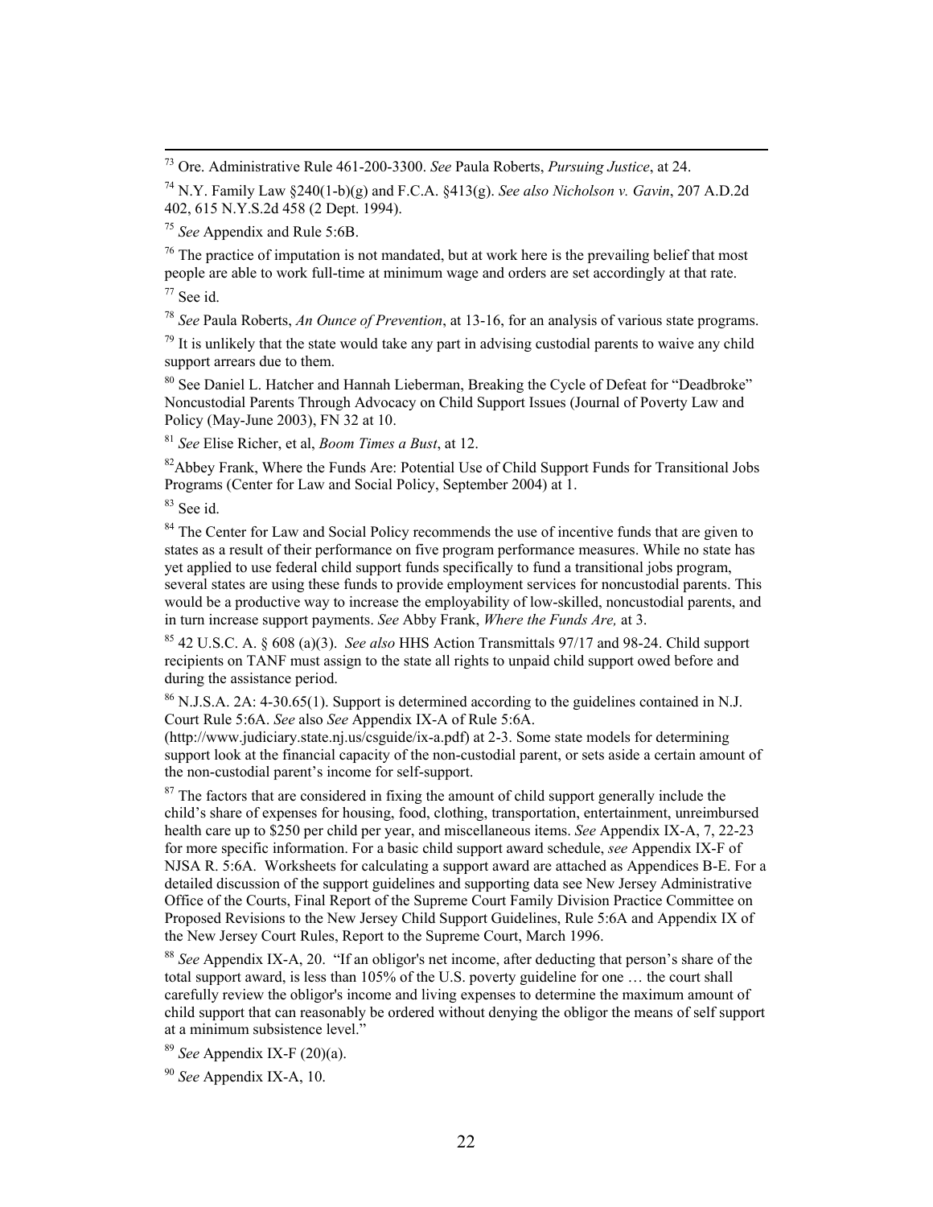[73] Ore. Administrative Rule 461-200-3300. *See* Paula Roberts, *Pursuing Justice*, at 24.

[74] N.Y. Family Law §240(1-b)(g) and F.C.A. §413(g). *See also Nicholson v. Gavin*, 207 A.D.2d 402, 615 N.Y.S.2d 458 (2 Dept. 1994).

[75] *See* Appendix and Rule 5:6B.

[76] The practice of imputation is not mandated, but at work here is the prevailing belief that most people are able to work full-time at minimum wage and orders are set accordingly at that rate.

[77] See id.

[78] *See* Paula Roberts, *An Ounce of Prevention*, at 13-16, for an analysis of various state programs.

[79] It is unlikely that the state would take any part in advising custodial parents to waive any child support arrears due to them.

[80] See Daniel L. Hatcher and Hannah Lieberman, Breaking the Cycle of Defeat for "Deadbroke" Noncustodial Parents Through Advocacy on Child Support Issues (Journal of Poverty Law and Policy (May-June 2003), FN 32 at 10.

[81] *See* Elise Richer, et al, *Boom Times a Bust*, at 12.

[82] Abbey Frank, Where the Funds Are: Potential Use of Child Support Funds for Transitional Jobs Programs (Center for Law and Social Policy, September 2004) at 1.

[83] See id.

[84] The Center for Law and Social Policy recommends the use of incentive funds that are given to states as a result of their performance on five program performance measures. While no state has yet applied to use federal child support funds specifically to fund a transitional jobs program, several states are using these funds to provide employment services for noncustodial parents. This would be a productive way to increase the employability of low-skilled, noncustodial parents, and in turn increase support payments. *See* Abby Frank, *Where the Funds Are,* at 3.

[85] 42 U.S.C. A. § 608 (a)(3). *See also* HHS Action Transmittals 97/17 and 98-24. Child support recipients on TANF must assign to the state all rights to unpaid child support owed before and during the assistance period.

[86] N.J.S.A. 2A: 4-30.65(1). Support is determined according to the guidelines contained in N.J. Court Rule 5:6A. *See* also *See* Appendix IX-A of Rule 5:6A. (http://www.judiciary.state.nj.us/csguide/ix-a.pdf) at 2-3. Some state models for determining support look at the financial capacity of the non-custodial parent, or sets aside a certain amount of the non-custodial parent's income for self-support.

[87] The factors that are considered in fixing the amount of child support generally include the child's share of expenses for housing, food, clothing, transportation, entertainment, unreimbursed health care up to $250 per child per year, and miscellaneous items. *See* Appendix IX-A, 7, 22-23 for more specific information. For a basic child support award schedule, *see* Appendix IX-F of NJSA R. 5:6A. Worksheets for calculating a support award are attached as Appendices B-E. For a detailed discussion of the support guidelines and supporting data see New Jersey Administrative Office of the Courts, Final Report of the Supreme Court Family Division Practice Committee on Proposed Revisions to the New Jersey Child Support Guidelines, Rule 5:6A and Appendix IX of the New Jersey Court Rules, Report to the Supreme Court, March 1996.

[88] *See* Appendix IX-A, 20. "If an obligor's net income, after deducting that person's share of the total support award, is less than 105% of the U.S. poverty guideline for one … the court shall carefully review the obligor's income and living expenses to determine the maximum amount of child support that can reasonably be ordered without denying the obligor the means of self support at a minimum subsistence level."

[89] *See* Appendix IX-F (20)(a).

[90] *See* Appendix IX-A, 10.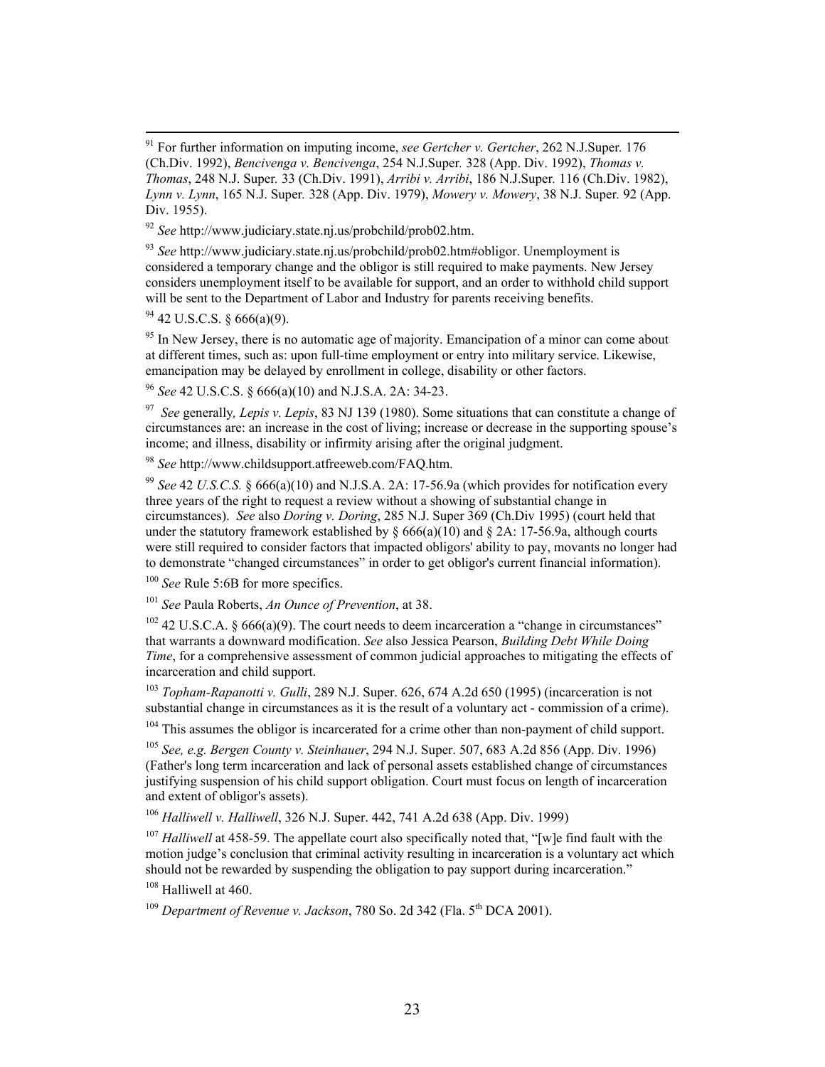[91] For further information on imputing income, *see Gertcher v. Gertcher*, 262 N.J.Super. 176 (Ch.Div. 1992), *Bencivenga v. Bencivenga*, 254 N.J.Super. 328 (App. Div. 1992), *Thomas v. Thomas*, 248 N.J. Super. 33 (Ch.Div. 1991), *Arribi v. Arribi*, 186 N.J.Super. 116 (Ch.Div. 1982), *Lynn v. Lynn*, 165 N.J. Super. 328 (App. Div. 1979), *Mowery v. Mowery*, 38 N.J. Super. 92 (App. Div. 1955).

[92] *See* http://www.judiciary.state.nj.us/probchild/prob02.htm.

[93] *See* http://www.judiciary.state.nj.us/probchild/prob02.htm#obligor. Unemployment is considered a temporary change and the obligor is still required to make payments. New Jersey considers unemployment itself to be available for support, and an order to withhold child support will be sent to the Department of Labor and Industry for parents receiving benefits.

[94] 42 U.S.C.S. § 666(a)(9).

[95] In New Jersey, there is no automatic age of majority. Emancipation of a minor can come about at different times, such as: upon full-time employment or entry into military service. Likewise, emancipation may be delayed by enrollment in college, disability or other factors.

[96] *See* 42 U.S.C.S. § 666(a)(10) and N.J.S.A. 2A: 34-23.

[97] *See* generally*, Lepis v. Lepis*, 83 NJ 139 (1980). Some situations that can constitute a change of circumstances are: an increase in the cost of living; increase or decrease in the supporting spouse's income; and illness, disability or infirmity arising after the original judgment.

[98] *See* http://www.childsupport.atfreeweb.com/FAQ.htm.

[99] *See* 42 *U.S.C.S.* § 666(a)(10) and N.J.S.A. 2A: 17-56.9a (which provides for notification every three years of the right to request a review without a showing of substantial change in circumstances). *See* also *Doring v. Doring*, 285 N.J. Super 369 (Ch.Div 1995) (court held that under the statutory framework established by § 666(a)(10) and § 2A: 17-56.9a, although courts were still required to consider factors that impacted obligors' ability to pay, movants no longer had to demonstrate "changed circumstances" in order to get obligor's current financial information).

[100] *See* Rule 5:6B for more specifics.

[101] *See* Paula Roberts, *An Ounce of Prevention*, at 38.

[102] 42 U.S.C.A. § 666(a)(9). The court needs to deem incarceration a "change in circumstances" that warrants a downward modification. *See* also Jessica Pearson, *Building Debt While Doing Time*, for a comprehensive assessment of common judicial approaches to mitigating the effects of incarceration and child support.

[103] *Topham-Rapanotti v. Gulli*, 289 N.J. Super. 626, 674 A.2d 650 (1995) (incarceration is not substantial change in circumstances as it is the result of a voluntary act - commission of a crime).

[104] This assumes the obligor is incarcerated for a crime other than non-payment of child support.

[105] *See, e.g. Bergen County v. Steinhauer*, 294 N.J. Super. 507, 683 A.2d 856 (App. Div. 1996) (Father's long term incarceration and lack of personal assets established change of circumstances justifying suspension of his child support obligation. Court must focus on length of incarceration and extent of obligor's assets).

[106] *Halliwell v. Halliwell*, 326 N.J. Super. 442, 741 A.2d 638 (App. Div. 1999)

[107] *Halliwell* at 458-59. The appellate court also specifically noted that, "[w]e find fault with the motion judge's conclusion that criminal activity resulting in incarceration is a voluntary act which should not be rewarded by suspending the obligation to pay support during incarceration."

[108] Halliwell at 460.

[109] *Department of Revenue v. Jackson*, 780 So. 2d 342 (Fla. 5th DCA 2001).